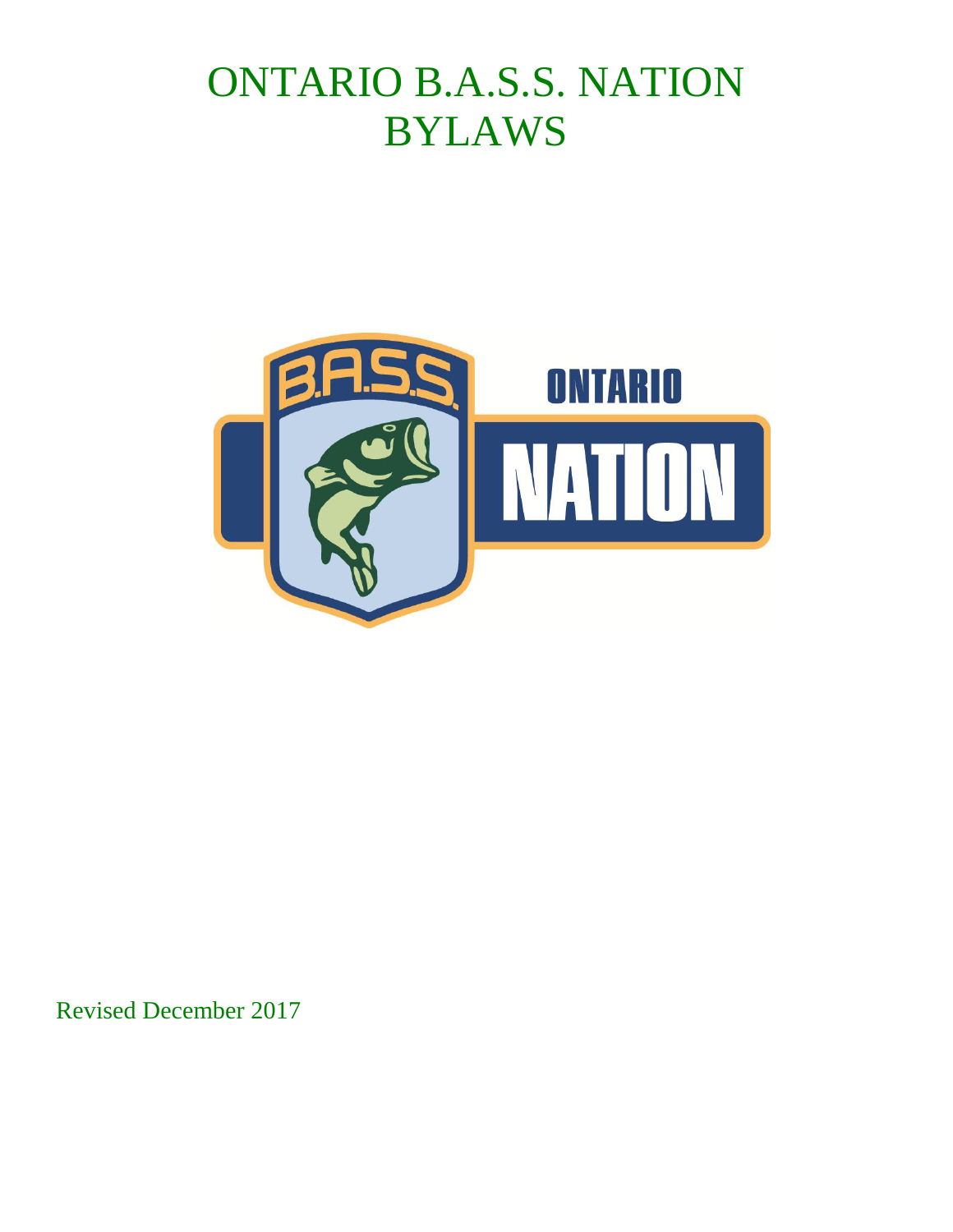# ONTARIO B.A.S.S. NATION BYLAWS

Revised December 2017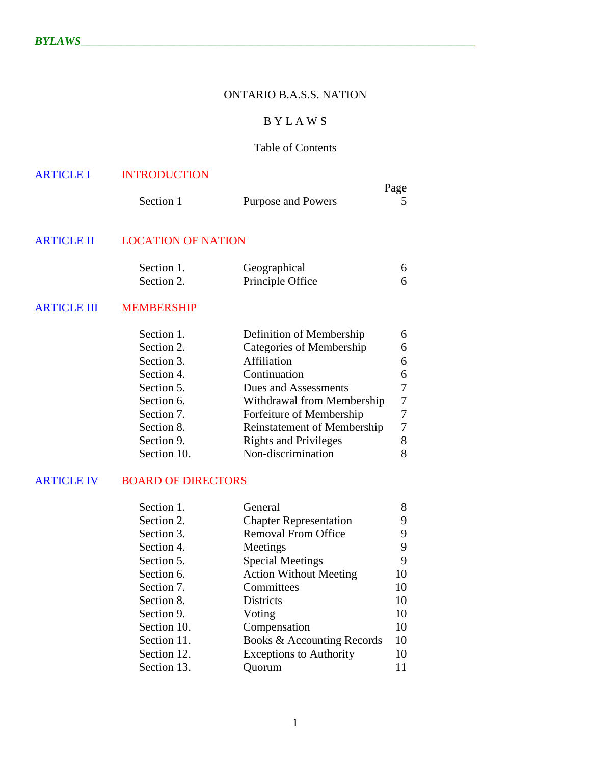ONTARIO B.A.S.S. NATION

B Y L A W S

Table of Contents

| | | | Page |
|---|---|---|---|
| **ARTICLE I** | **INTRODUCTION** | | |
| | Section 1 | Purpose and Powers | 5 |
| **ARTICLE II** | **LOCATION OF NATION** | | |
| | Section 1. | Geographical | 6 |
| | Section 2. | Principle Office | 6 |
| **ARTICLE III** | **MEMBERSHIP** | | |
| | Section 1. | Definition of Membership | 6 |
| | Section 2. | Categories of Membership | 6 |
| | Section 3. | Affiliation | 6 |
| | Section 4. | Continuation | 6 |
| | Section 5. | Dues and Assessments | 7 |
| | Section 6. | Withdrawal from Membership | 7 |
| | Section 7. | Forfeiture of Membership | 7 |
| | Section 8. | Reinstatement of Membership | 7 |
| | Section 9. | Rights and Privileges | 8 |
| | Section 10. | Non-discrimination | 8 |
| **ARTICLE IV** | **BOARD OF DIRECTORS** | | |
| | Section 1. | General | 8 |
| | Section 2. | Chapter Representation | 9 |
| | Section 3. | Removal From Office | 9 |
| | Section 4. | Meetings | 9 |
| | Section 5. | Special Meetings | 9 |
| | Section 6. | Action Without Meeting | 10 |
| | Section 7. | Committees | 10 |
| | Section 8. | Districts | 10 |
| | Section 9. | Voting | 10 |
| | Section 10. | Compensation | 10 |
| | Section 11. | Books & Accounting Records | 10 |
| | Section 12. | Exceptions to Authority | 10 |
| | Section 13. | Quorum | 11 |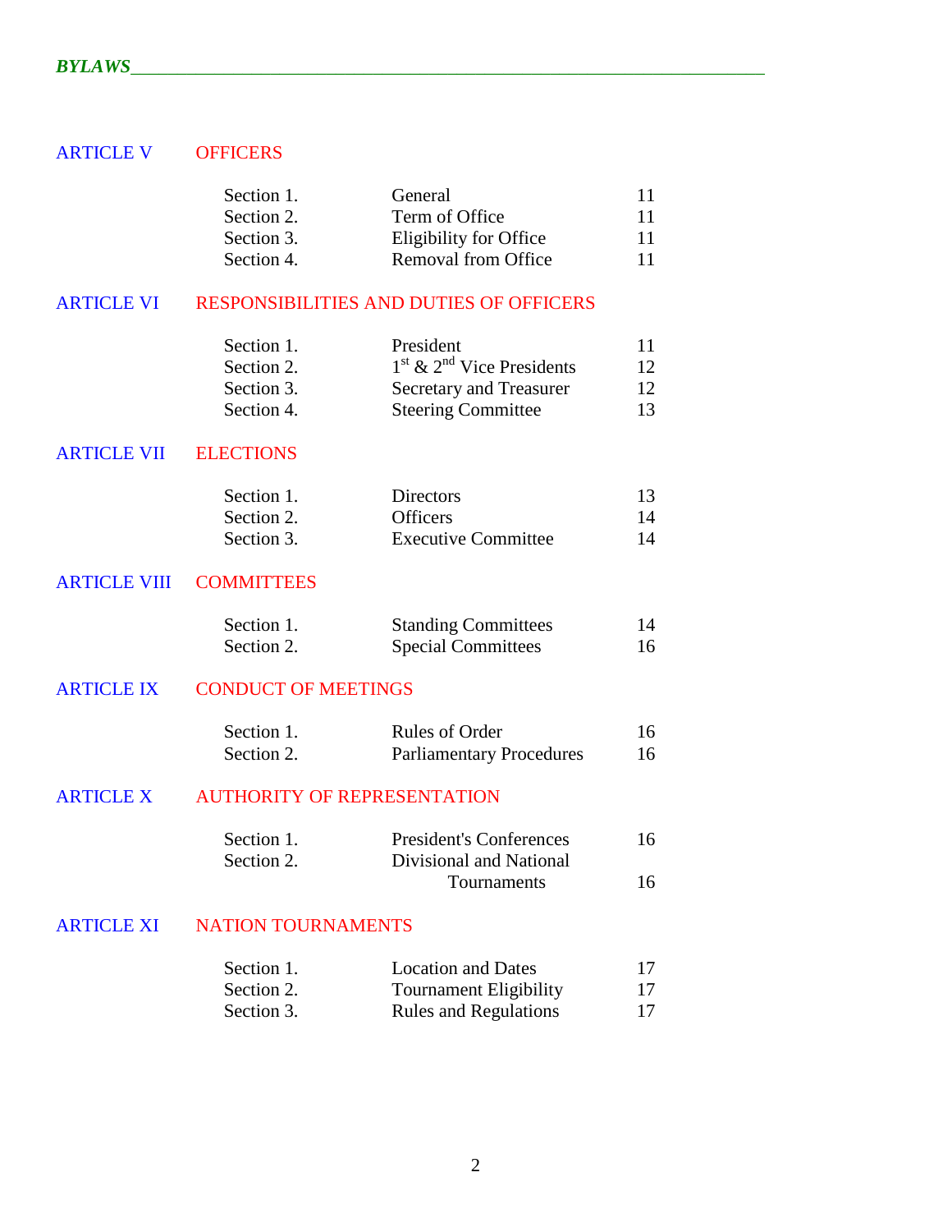## ARTICLE V OFFICERS

| | | |
|---|---|---|
| Section 1. | General | 11 |
| Section 2. | Term of Office | 11 |
| Section 3. | Eligibility for Office | 11 |
| Section 4. | Removal from Office | 11 |

## ARTICLE VI RESPONSIBILITIES AND DUTIES OF OFFICERS

| | | |
|---|---|---|
| Section 1. | President | 11 |
| Section 2. | 1st & 2nd Vice Presidents | 12 |
| Section 3. | Secretary and Treasurer | 12 |
| Section 4. | Steering Committee | 13 |

## ARTICLE VII ELECTIONS

| | | |
|---|---|---|
| Section 1. | Directors | 13 |
| Section 2. | Officers | 14 |
| Section 3. | Executive Committee | 14 |

## ARTICLE VIII COMMITTEES

| | | |
|---|---|---|
| Section 1. | Standing Committees | 14 |
| Section 2. | Special Committees | 16 |

## ARTICLE IX CONDUCT OF MEETINGS

| | | |
|---|---|---|
| Section 1. | Rules of Order | 16 |
| Section 2. | Parliamentary Procedures | 16 |

## ARTICLE X AUTHORITY OF REPRESENTATION

| | | |
|---|---|---|
| Section 1. | President's Conferences | 16 |
| Section 2. | Divisional and National Tournaments | 16 |

## ARTICLE XI NATION TOURNAMENTS

| | | |
|---|---|---|
| Section 1. | Location and Dates | 17 |
| Section 2. | Tournament Eligibility | 17 |
| Section 3. | Rules and Regulations | 17 |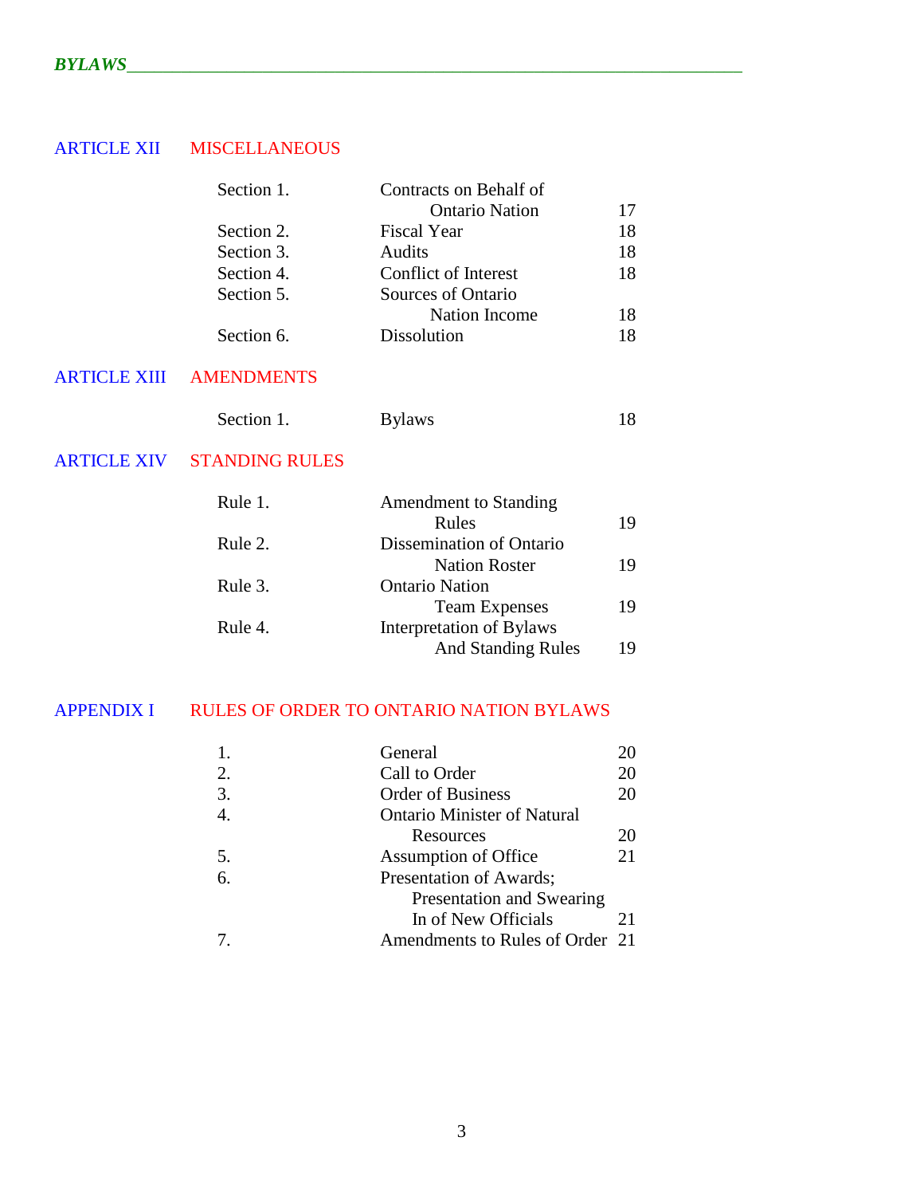## ARTICLE XII MISCELLANEOUS

| | | |
|---|---|---|
| Section 1. | Contracts on Behalf of Ontario Nation | 17 |
| Section 2. | Fiscal Year | 18 |
| Section 3. | Audits | 18 |
| Section 4. | Conflict of Interest | 18 |
| Section 5. | Sources of Ontario Nation Income | 18 |
| Section 6. | Dissolution | 18 |

## ARTICLE XIII AMENDMENTS

| | | |
|---|---|---|
| Section 1. | Bylaws | 18 |

## ARTICLE XIV STANDING RULES

| | | |
|---|---|---|
| Rule 1. | Amendment to Standing Rules | 19 |
| Rule 2. | Dissemination of Ontario Nation Roster | 19 |
| Rule 3. | Ontario Nation Team Expenses | 19 |
| Rule 4. | Interpretation of Bylaws And Standing Rules | 19 |

## APPENDIX I RULES OF ORDER TO ONTARIO NATION BYLAWS

| | | |
|---|---|---|
| 1. | General | 20 |
| 2. | Call to Order | 20 |
| 3. | Order of Business | 20 |
| 4. | Ontario Minister of Natural Resources | 20 |
| 5. | Assumption of Office | 21 |
| 6. | Presentation of Awards; Presentation and Swearing In of New Officials | 21 |
| 7. | Amendments to Rules of Order | 21 |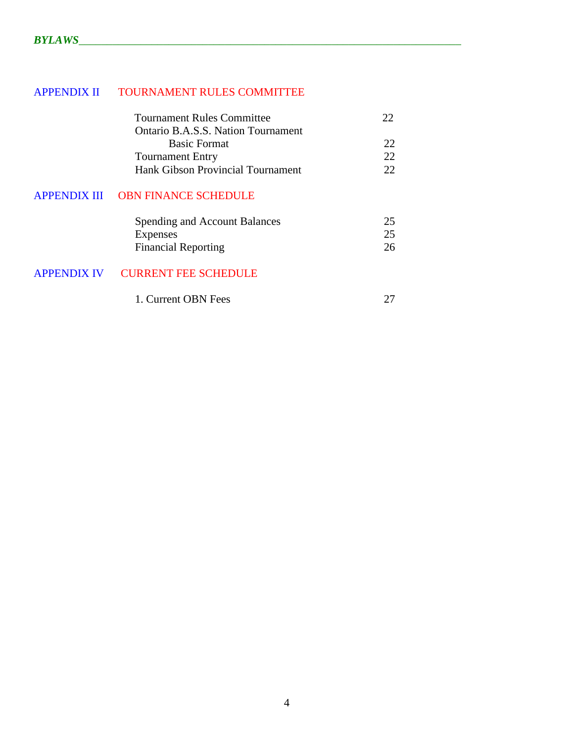APPENDIX II TOURNAMENT RULES COMMITTEE

| | |
|---|---|
| Tournament Rules Committee | 22 |
| Ontario B.A.S.S. Nation Tournament Basic Format | 22 |
| Tournament Entry | 22 |
| Hank Gibson Provincial Tournament | 22 |

APPENDIX III OBN FINANCE SCHEDULE

| | |
|---|---|
| Spending and Account Balances | 25 |
| Expenses | 25 |
| Financial Reporting | 26 |

APPENDIX IV CURRENT FEE SCHEDULE

| | |
|---|---|
| 1. Current OBN Fees | 27 |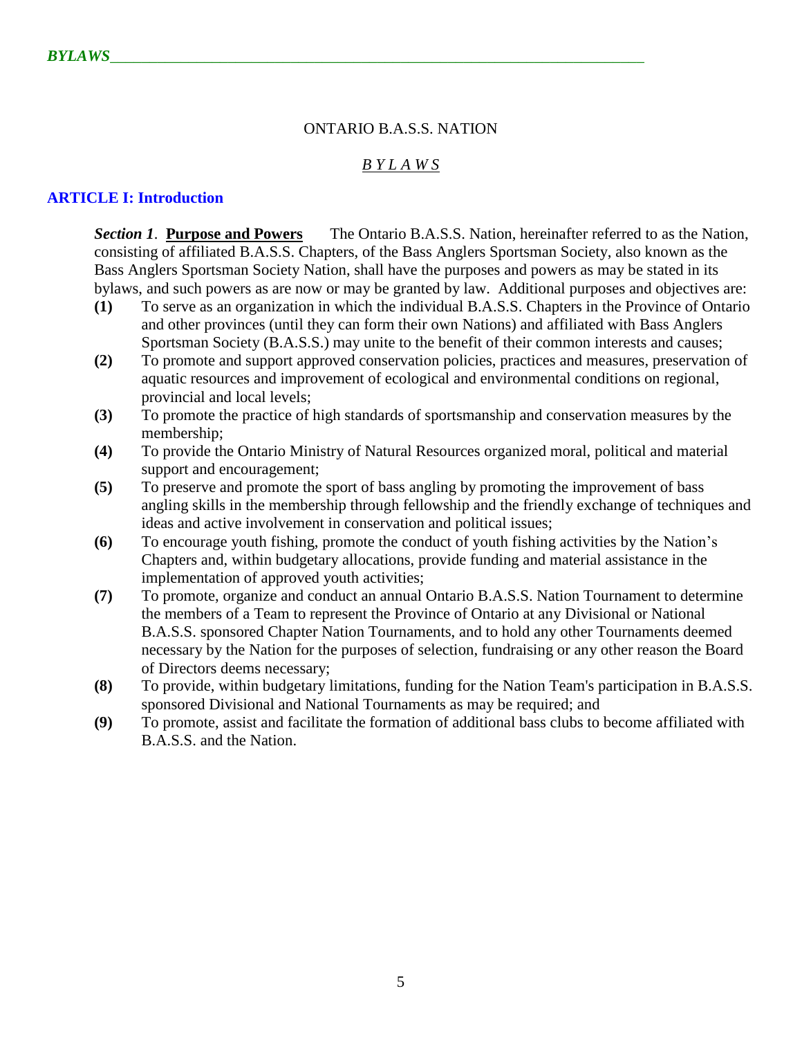ONTARIO B.A.S.S. NATION

*B Y L A W S*

## ARTICLE I: Introduction

***Section 1*. <u>Purpose and Powers</u>** The Ontario B.A.S.S. Nation, hereinafter referred to as the Nation, consisting of affiliated B.A.S.S. Chapters, of the Bass Anglers Sportsman Society, also known as the Bass Anglers Sportsman Society Nation, shall have the purposes and powers as may be stated in its bylaws, and such powers as are now or may be granted by law. Additional purposes and objectives are:

**(1)** To serve as an organization in which the individual B.A.S.S. Chapters in the Province of Ontario and other provinces (until they can form their own Nations) and affiliated with Bass Anglers Sportsman Society (B.A.S.S.) may unite to the benefit of their common interests and causes;

**(2)** To promote and support approved conservation policies, practices and measures, preservation of aquatic resources and improvement of ecological and environmental conditions on regional, provincial and local levels;

**(3)** To promote the practice of high standards of sportsmanship and conservation measures by the membership;

**(4)** To provide the Ontario Ministry of Natural Resources organized moral, political and material support and encouragement;

**(5)** To preserve and promote the sport of bass angling by promoting the improvement of bass angling skills in the membership through fellowship and the friendly exchange of techniques and ideas and active involvement in conservation and political issues;

**(6)** To encourage youth fishing, promote the conduct of youth fishing activities by the Nation's Chapters and, within budgetary allocations, provide funding and material assistance in the implementation of approved youth activities;

**(7)** To promote, organize and conduct an annual Ontario B.A.S.S. Nation Tournament to determine the members of a Team to represent the Province of Ontario at any Divisional or National B.A.S.S. sponsored Chapter Nation Tournaments, and to hold any other Tournaments deemed necessary by the Nation for the purposes of selection, fundraising or any other reason the Board of Directors deems necessary;

**(8)** To provide, within budgetary limitations, funding for the Nation Team's participation in B.A.S.S. sponsored Divisional and National Tournaments as may be required; and

**(9)** To promote, assist and facilitate the formation of additional bass clubs to become affiliated with B.A.S.S. and the Nation.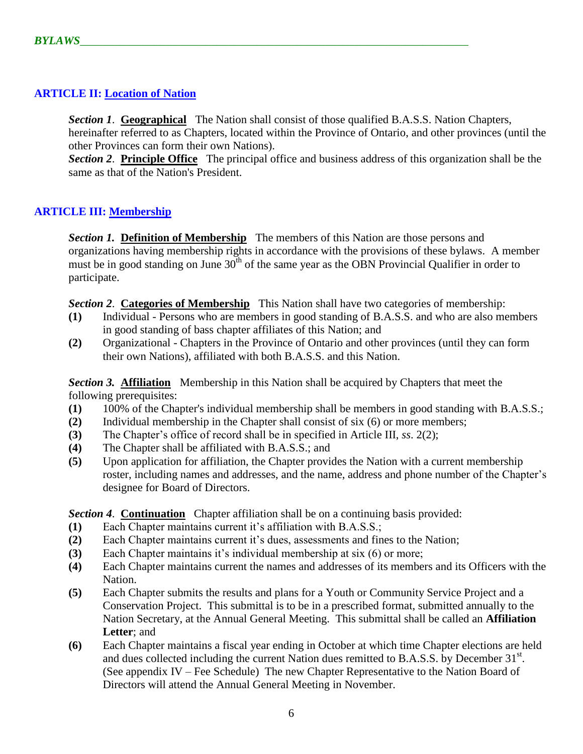## ARTICLE II: Location of Nation

***Section 1*. Geographical** The Nation shall consist of those qualified B.A.S.S. Nation Chapters, hereinafter referred to as Chapters, located within the Province of Ontario, and other provinces (until the other Provinces can form their own Nations).
***Section 2*. Principle Office** The principal office and business address of this organization shall be the same as that of the Nation's President.

## ARTICLE III: Membership

***Section 1.* Definition of Membership** The members of this Nation are those persons and organizations having membership rights in accordance with the provisions of these bylaws. A member must be in good standing on June 30th of the same year as the OBN Provincial Qualifier in order to participate.

***Section 2*. Categories of Membership** This Nation shall have two categories of membership:

**(1)** Individual - Persons who are members in good standing of B.A.S.S. and who are also members in good standing of bass chapter affiliates of this Nation; and

**(2)** Organizational - Chapters in the Province of Ontario and other provinces (until they can form their own Nations), affiliated with both B.A.S.S. and this Nation.

***Section 3.* Affiliation** Membership in this Nation shall be acquired by Chapters that meet the following prerequisites:

**(1)** 100% of the Chapter's individual membership shall be members in good standing with B.A.S.S.;

**(2)** Individual membership in the Chapter shall consist of six (6) or more members;

**(3)** The Chapter's office of record shall be in specified in Article III, *ss*. 2(2);

**(4)** The Chapter shall be affiliated with B.A.S.S.; and

**(5)** Upon application for affiliation, the Chapter provides the Nation with a current membership roster, including names and addresses, and the name, address and phone number of the Chapter's designee for Board of Directors.

***Section 4*. Continuation** Chapter affiliation shall be on a continuing basis provided:

**(1)** Each Chapter maintains current it's affiliation with B.A.S.S.;

**(2)** Each Chapter maintains current it's dues, assessments and fines to the Nation;

**(3)** Each Chapter maintains it's individual membership at six (6) or more;

**(4)** Each Chapter maintains current the names and addresses of its members and its Officers with the Nation.

**(5)** Each Chapter submits the results and plans for a Youth or Community Service Project and a Conservation Project. This submittal is to be in a prescribed format, submitted annually to the Nation Secretary, at the Annual General Meeting. This submittal shall be called an **Affiliation Letter**; and

**(6)** Each Chapter maintains a fiscal year ending in October at which time Chapter elections are held and dues collected including the current Nation dues remitted to B.A.S.S. by December 31st. (See appendix IV – Fee Schedule) The new Chapter Representative to the Nation Board of Directors will attend the Annual General Meeting in November.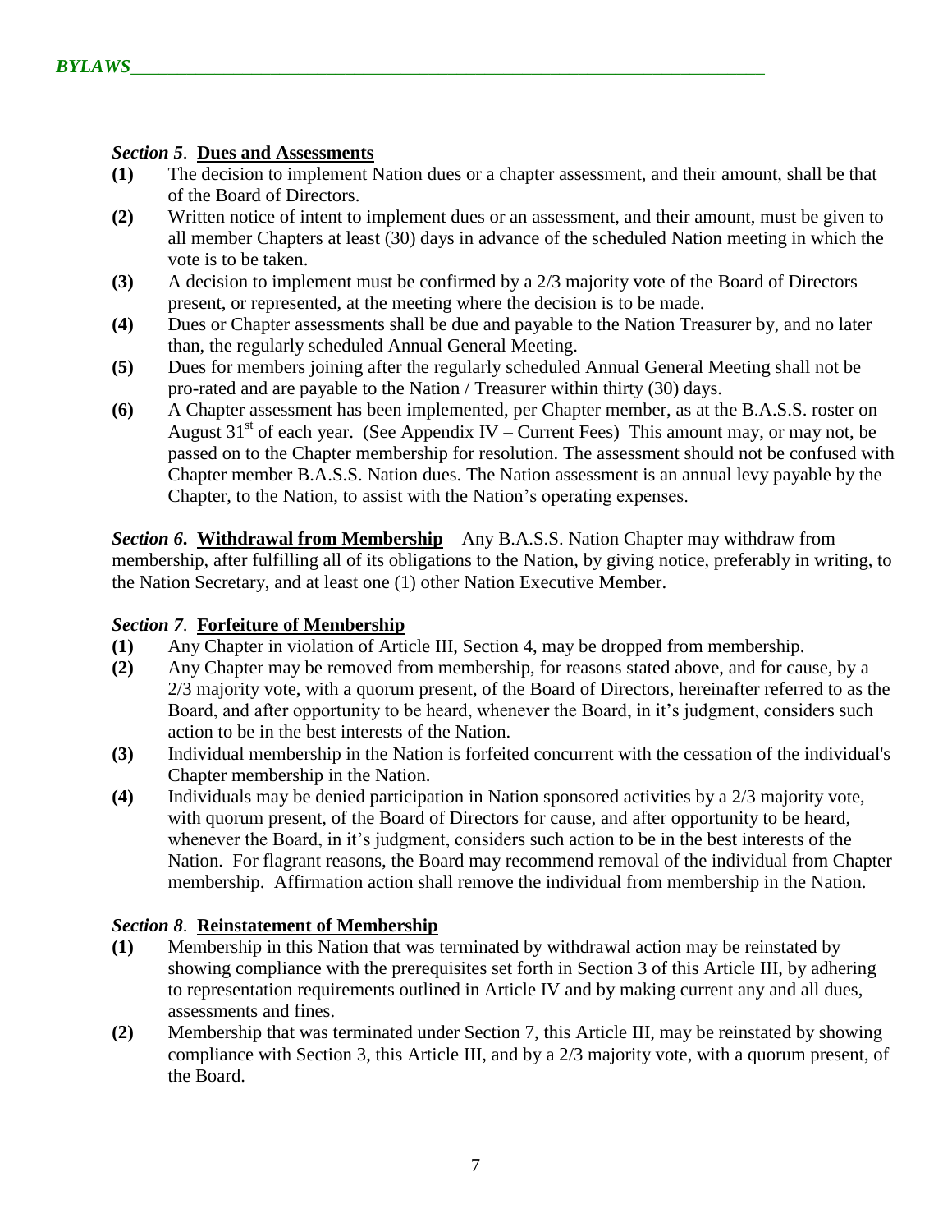*Section 5*. **Dues and Assessments**

**(1)** The decision to implement Nation dues or a chapter assessment, and their amount, shall be that of the Board of Directors.

**(2)** Written notice of intent to implement dues or an assessment, and their amount, must be given to all member Chapters at least (30) days in advance of the scheduled Nation meeting in which the vote is to be taken.

**(3)** A decision to implement must be confirmed by a 2/3 majority vote of the Board of Directors present, or represented, at the meeting where the decision is to be made.

**(4)** Dues or Chapter assessments shall be due and payable to the Nation Treasurer by, and no later than, the regularly scheduled Annual General Meeting.

**(5)** Dues for members joining after the regularly scheduled Annual General Meeting shall not be pro-rated and are payable to the Nation / Treasurer within thirty (30) days.

**(6)** A Chapter assessment has been implemented, per Chapter member, as at the B.A.S.S. roster on August 31st of each year. (See Appendix IV – Current Fees) This amount may, or may not, be passed on to the Chapter membership for resolution. The assessment should not be confused with Chapter member B.A.S.S. Nation dues. The Nation assessment is an annual levy payable by the Chapter, to the Nation, to assist with the Nation's operating expenses.

***Section 6***. **Withdrawal from Membership** Any B.A.S.S. Nation Chapter may withdraw from membership, after fulfilling all of its obligations to the Nation, by giving notice, preferably in writing, to the Nation Secretary, and at least one (1) other Nation Executive Member.

*Section 7*. **Forfeiture of Membership**

**(1)** Any Chapter in violation of Article III, Section 4, may be dropped from membership.

**(2)** Any Chapter may be removed from membership, for reasons stated above, and for cause, by a 2/3 majority vote, with a quorum present, of the Board of Directors, hereinafter referred to as the Board, and after opportunity to be heard, whenever the Board, in it's judgment, considers such action to be in the best interests of the Nation.

**(3)** Individual membership in the Nation is forfeited concurrent with the cessation of the individual's Chapter membership in the Nation.

**(4)** Individuals may be denied participation in Nation sponsored activities by a 2/3 majority vote, with quorum present, of the Board of Directors for cause, and after opportunity to be heard, whenever the Board, in it's judgment, considers such action to be in the best interests of the Nation. For flagrant reasons, the Board may recommend removal of the individual from Chapter membership. Affirmation action shall remove the individual from membership in the Nation.

*Section 8*. **Reinstatement of Membership**

**(1)** Membership in this Nation that was terminated by withdrawal action may be reinstated by showing compliance with the prerequisites set forth in Section 3 of this Article III, by adhering to representation requirements outlined in Article IV and by making current any and all dues, assessments and fines.

**(2)** Membership that was terminated under Section 7, this Article III, may be reinstated by showing compliance with Section 3, this Article III, and by a 2/3 majority vote, with a quorum present, of the Board.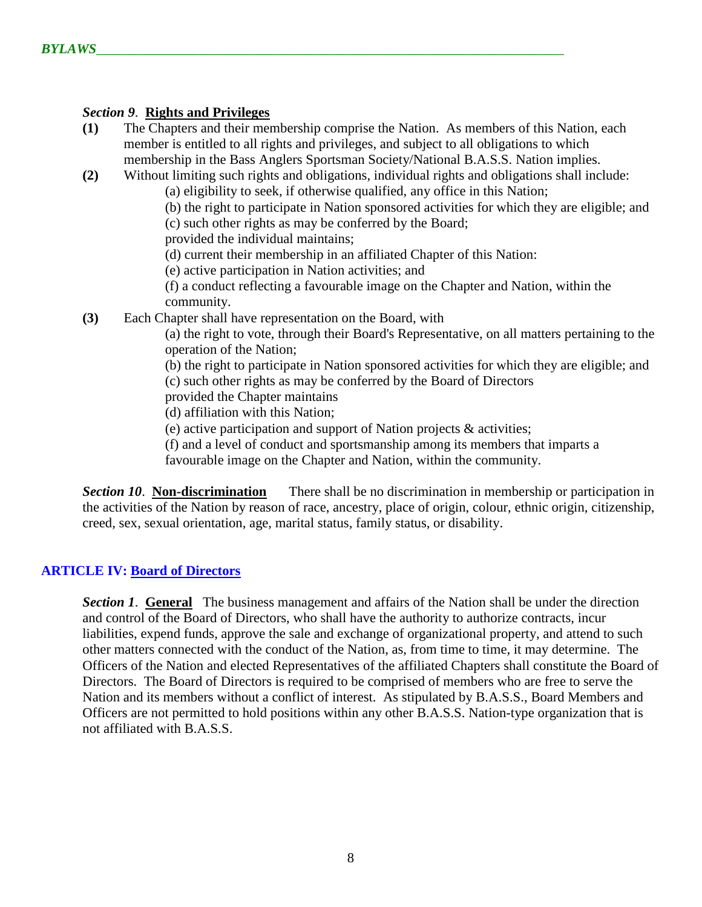*Section 9*. **Rights and Privileges**

**(1)** The Chapters and their membership comprise the Nation. As members of this Nation, each member is entitled to all rights and privileges, and subject to all obligations to which membership in the Bass Anglers Sportsman Society/National B.A.S.S. Nation implies.

**(2)** Without limiting such rights and obligations, individual rights and obligations shall include:

(a) eligibility to seek, if otherwise qualified, any office in this Nation;
(b) the right to participate in Nation sponsored activities for which they are eligible; and
(c) such other rights as may be conferred by the Board;
provided the individual maintains;
(d) current their membership in an affiliated Chapter of this Nation:
(e) active participation in Nation activities; and
(f) a conduct reflecting a favourable image on the Chapter and Nation, within the community.

**(3)** Each Chapter shall have representation on the Board, with

(a) the right to vote, through their Board's Representative, on all matters pertaining to the operation of the Nation;
(b) the right to participate in Nation sponsored activities for which they are eligible; and
(c) such other rights as may be conferred by the Board of Directors
provided the Chapter maintains
(d) affiliation with this Nation;
(e) active participation and support of Nation projects & activities;
(f) and a level of conduct and sportsmanship among its members that imparts a favourable image on the Chapter and Nation, within the community.

*Section 10*. **Non-discrimination** There shall be no discrimination in membership or participation in the activities of the Nation by reason of race, ancestry, place of origin, colour, ethnic origin, citizenship, creed, sex, sexual orientation, age, marital status, family status, or disability.

## ARTICLE IV: Board of Directors

*Section 1*. **General** The business management and affairs of the Nation shall be under the direction and control of the Board of Directors, who shall have the authority to authorize contracts, incur liabilities, expend funds, approve the sale and exchange of organizational property, and attend to such other matters connected with the conduct of the Nation, as, from time to time, it may determine. The Officers of the Nation and elected Representatives of the affiliated Chapters shall constitute the Board of Directors. The Board of Directors is required to be comprised of members who are free to serve the Nation and its members without a conflict of interest. As stipulated by B.A.S.S., Board Members and Officers are not permitted to hold positions within any other B.A.S.S. Nation-type organization that is not affiliated with B.A.S.S.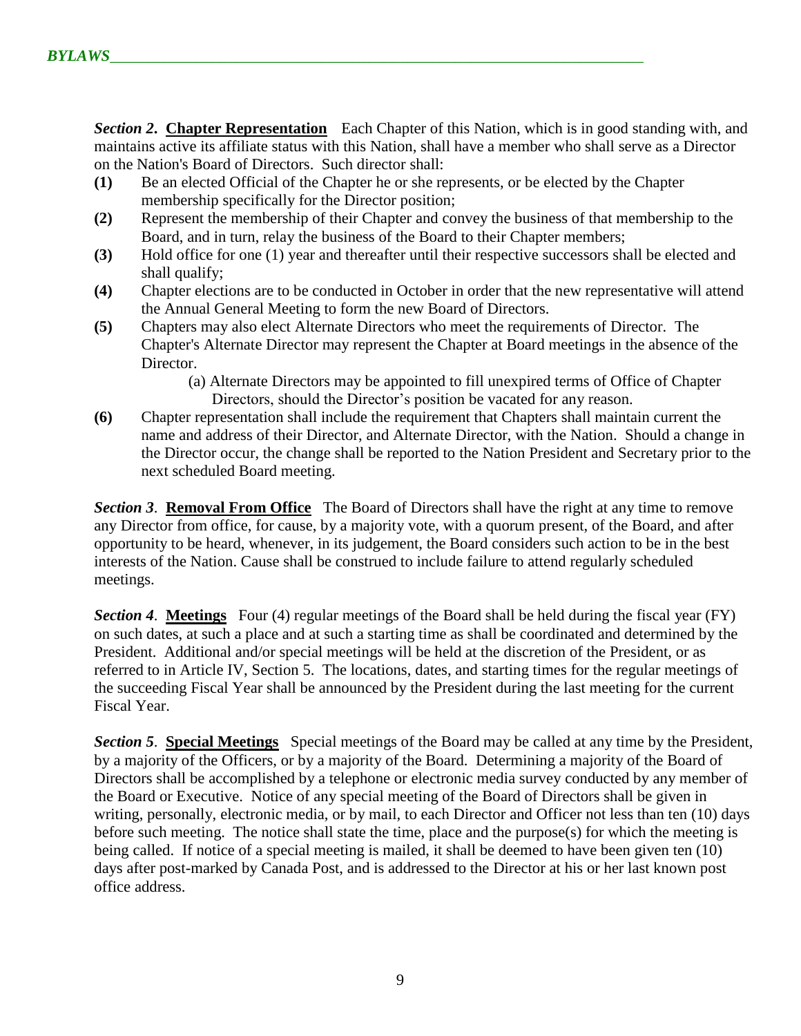***Section 2*. Chapter Representation** Each Chapter of this Nation, which is in good standing with, and maintains active its affiliate status with this Nation, shall have a member who shall serve as a Director on the Nation's Board of Directors. Such director shall:

**(1)** Be an elected Official of the Chapter he or she represents, or be elected by the Chapter membership specifically for the Director position;

**(2)** Represent the membership of their Chapter and convey the business of that membership to the Board, and in turn, relay the business of the Board to their Chapter members;

**(3)** Hold office for one (1) year and thereafter until their respective successors shall be elected and shall qualify;

**(4)** Chapter elections are to be conducted in October in order that the new representative will attend the Annual General Meeting to form the new Board of Directors.

**(5)** Chapters may also elect Alternate Directors who meet the requirements of Director. The Chapter's Alternate Director may represent the Chapter at Board meetings in the absence of the Director.

(a) Alternate Directors may be appointed to fill unexpired terms of Office of Chapter Directors, should the Director's position be vacated for any reason.

**(6)** Chapter representation shall include the requirement that Chapters shall maintain current the name and address of their Director, and Alternate Director, with the Nation. Should a change in the Director occur, the change shall be reported to the Nation President and Secretary prior to the next scheduled Board meeting.

***Section 3*. Removal From Office** The Board of Directors shall have the right at any time to remove any Director from office, for cause, by a majority vote, with a quorum present, of the Board, and after opportunity to be heard, whenever, in its judgement, the Board considers such action to be in the best interests of the Nation. Cause shall be construed to include failure to attend regularly scheduled meetings.

***Section 4*. Meetings** Four (4) regular meetings of the Board shall be held during the fiscal year (FY) on such dates, at such a place and at such a starting time as shall be coordinated and determined by the President. Additional and/or special meetings will be held at the discretion of the President, or as referred to in Article IV, Section 5. The locations, dates, and starting times for the regular meetings of the succeeding Fiscal Year shall be announced by the President during the last meeting for the current Fiscal Year.

***Section 5*. Special Meetings** Special meetings of the Board may be called at any time by the President, by a majority of the Officers, or by a majority of the Board. Determining a majority of the Board of Directors shall be accomplished by a telephone or electronic media survey conducted by any member of the Board or Executive. Notice of any special meeting of the Board of Directors shall be given in writing, personally, electronic media, or by mail, to each Director and Officer not less than ten (10) days before such meeting. The notice shall state the time, place and the purpose(s) for which the meeting is being called. If notice of a special meeting is mailed, it shall be deemed to have been given ten (10) days after post-marked by Canada Post, and is addressed to the Director at his or her last known post office address.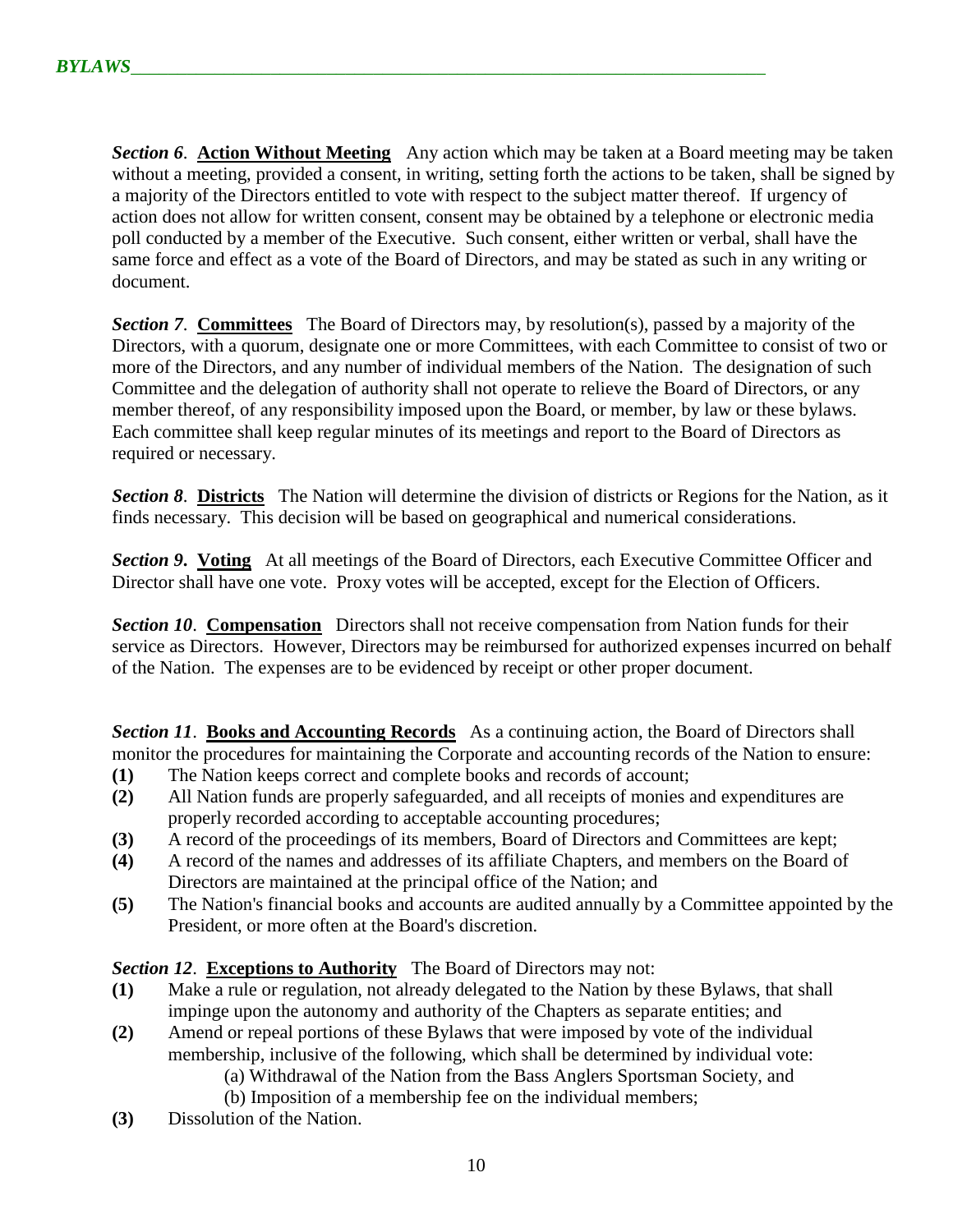***Section 6*.** **Action Without Meeting** Any action which may be taken at a Board meeting may be taken without a meeting, provided a consent, in writing, setting forth the actions to be taken, shall be signed by a majority of the Directors entitled to vote with respect to the subject matter thereof. If urgency of action does not allow for written consent, consent may be obtained by a telephone or electronic media poll conducted by a member of the Executive. Such consent, either written or verbal, shall have the same force and effect as a vote of the Board of Directors, and may be stated as such in any writing or document.

***Section 7*.** **Committees** The Board of Directors may, by resolution(s), passed by a majority of the Directors, with a quorum, designate one or more Committees, with each Committee to consist of two or more of the Directors, and any number of individual members of the Nation. The designation of such Committee and the delegation of authority shall not operate to relieve the Board of Directors, or any member thereof, of any responsibility imposed upon the Board, or member, by law or these bylaws. Each committee shall keep regular minutes of its meetings and report to the Board of Directors as required or necessary.

***Section 8*.** **Districts** The Nation will determine the division of districts or Regions for the Nation, as it finds necessary. This decision will be based on geographical and numerical considerations.

***Section 9*.** **Voting** At all meetings of the Board of Directors, each Executive Committee Officer and Director shall have one vote. Proxy votes will be accepted, except for the Election of Officers.

***Section 10*.** **Compensation** Directors shall not receive compensation from Nation funds for their service as Directors. However, Directors may be reimbursed for authorized expenses incurred on behalf of the Nation. The expenses are to be evidenced by receipt or other proper document.

***Section 11*.** **Books and Accounting Records** As a continuing action, the Board of Directors shall monitor the procedures for maintaining the Corporate and accounting records of the Nation to ensure:

**(1)** The Nation keeps correct and complete books and records of account;
**(2)** All Nation funds are properly safeguarded, and all receipts of monies and expenditures are properly recorded according to acceptable accounting procedures;
**(3)** A record of the proceedings of its members, Board of Directors and Committees are kept;
**(4)** A record of the names and addresses of its affiliate Chapters, and members on the Board of Directors are maintained at the principal office of the Nation; and
**(5)** The Nation's financial books and accounts are audited annually by a Committee appointed by the President, or more often at the Board's discretion.

***Section 12*.** **Exceptions to Authority** The Board of Directors may not:

**(1)** Make a rule or regulation, not already delegated to the Nation by these Bylaws, that shall impinge upon the autonomy and authority of the Chapters as separate entities; and
**(2)** Amend or repeal portions of these Bylaws that were imposed by vote of the individual membership, inclusive of the following, which shall be determined by individual vote:
 (a) Withdrawal of the Nation from the Bass Anglers Sportsman Society, and
 (b) Imposition of a membership fee on the individual members;
**(3)** Dissolution of the Nation.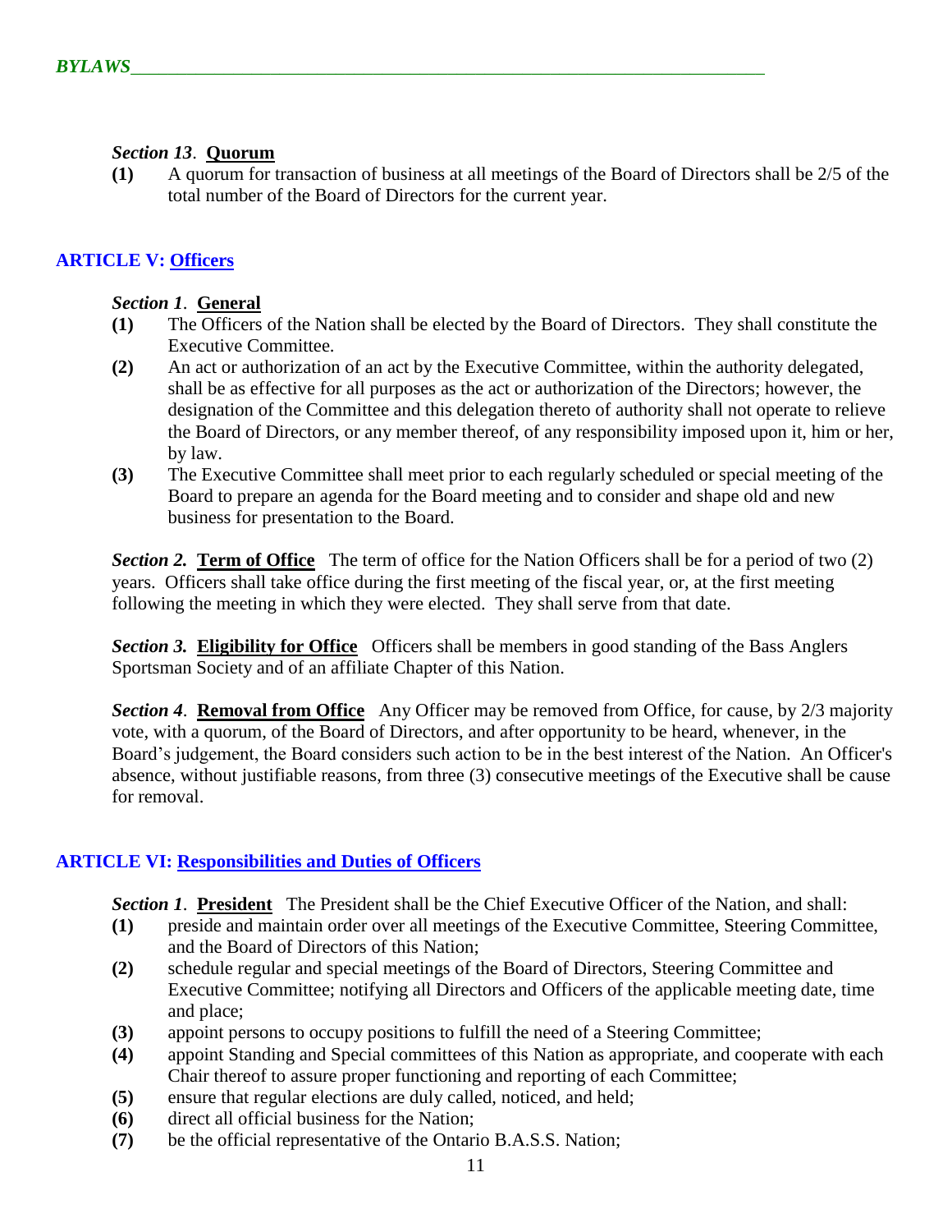*Section 13*. **Quorum**

**(1)** A quorum for transaction of business at all meetings of the Board of Directors shall be 2/5 of the total number of the Board of Directors for the current year.

## ARTICLE V: Officers

*Section 1*. **General**

**(1)** The Officers of the Nation shall be elected by the Board of Directors. They shall constitute the Executive Committee.

**(2)** An act or authorization of an act by the Executive Committee, within the authority delegated, shall be as effective for all purposes as the act or authorization of the Directors; however, the designation of the Committee and this delegation thereto of authority shall not operate to relieve the Board of Directors, or any member thereof, of any responsibility imposed upon it, him or her, by law.

**(3)** The Executive Committee shall meet prior to each regularly scheduled or special meeting of the Board to prepare an agenda for the Board meeting and to consider and shape old and new business for presentation to the Board.

***Section 2.*** **Term of Office** The term of office for the Nation Officers shall be for a period of two (2) years. Officers shall take office during the first meeting of the fiscal year, or, at the first meeting following the meeting in which they were elected. They shall serve from that date.

***Section 3.*** **Eligibility for Office** Officers shall be members in good standing of the Bass Anglers Sportsman Society and of an affiliate Chapter of this Nation.

*Section 4*. **Removal from Office** Any Officer may be removed from Office, for cause, by 2/3 majority vote, with a quorum, of the Board of Directors, and after opportunity to be heard, whenever, in the Board's judgement, the Board considers such action to be in the best interest of the Nation. An Officer's absence, without justifiable reasons, from three (3) consecutive meetings of the Executive shall be cause for removal.

## ARTICLE VI: Responsibilities and Duties of Officers

*Section 1*. **President** The President shall be the Chief Executive Officer of the Nation, and shall:

**(1)** preside and maintain order over all meetings of the Executive Committee, Steering Committee, and the Board of Directors of this Nation;

**(2)** schedule regular and special meetings of the Board of Directors, Steering Committee and Executive Committee; notifying all Directors and Officers of the applicable meeting date, time and place;

**(3)** appoint persons to occupy positions to fulfill the need of a Steering Committee;

**(4)** appoint Standing and Special committees of this Nation as appropriate, and cooperate with each Chair thereof to assure proper functioning and reporting of each Committee;

**(5)** ensure that regular elections are duly called, noticed, and held;

**(6)** direct all official business for the Nation;

**(7)** be the official representative of the Ontario B.A.S.S. Nation;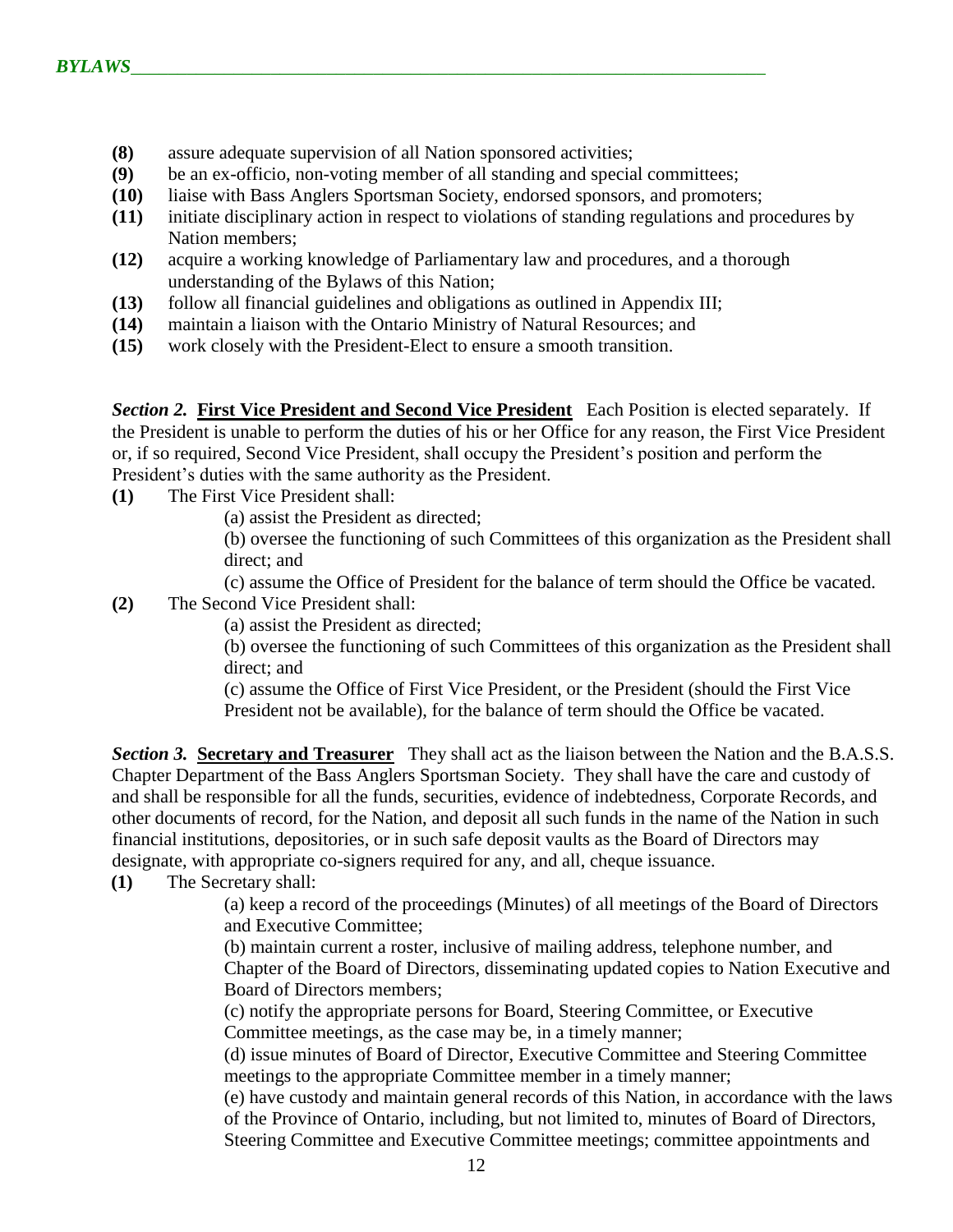**(8)** assure adequate supervision of all Nation sponsored activities;
**(9)** be an ex-officio, non-voting member of all standing and special committees;
**(10)** liaise with Bass Anglers Sportsman Society, endorsed sponsors, and promoters;
**(11)** initiate disciplinary action in respect to violations of standing regulations and procedures by Nation members;
**(12)** acquire a working knowledge of Parliamentary law and procedures, and a thorough understanding of the Bylaws of this Nation;
**(13)** follow all financial guidelines and obligations as outlined in Appendix III;
**(14)** maintain a liaison with the Ontario Ministry of Natural Resources; and
**(15)** work closely with the President-Elect to ensure a smooth transition.

***Section 2.*** **First Vice President and Second Vice President** Each Position is elected separately. If the President is unable to perform the duties of his or her Office for any reason, the First Vice President or, if so required, Second Vice President, shall occupy the President's position and perform the President's duties with the same authority as the President.

**(1)** The First Vice President shall:

(a) assist the President as directed;

(b) oversee the functioning of such Committees of this organization as the President shall direct; and

(c) assume the Office of President for the balance of term should the Office be vacated.

**(2)** The Second Vice President shall:

(a) assist the President as directed;

(b) oversee the functioning of such Committees of this organization as the President shall direct; and

(c) assume the Office of First Vice President, or the President (should the First Vice President not be available), for the balance of term should the Office be vacated.

***Section 3.*** **Secretary and Treasurer** They shall act as the liaison between the Nation and the B.A.S.S. Chapter Department of the Bass Anglers Sportsman Society. They shall have the care and custody of and shall be responsible for all the funds, securities, evidence of indebtedness, Corporate Records, and other documents of record, for the Nation, and deposit all such funds in the name of the Nation in such financial institutions, depositories, or in such safe deposit vaults as the Board of Directors may designate, with appropriate co-signers required for any, and all, cheque issuance.

**(1)** The Secretary shall:

(a) keep a record of the proceedings (Minutes) of all meetings of the Board of Directors and Executive Committee;

(b) maintain current a roster, inclusive of mailing address, telephone number, and Chapter of the Board of Directors, disseminating updated copies to Nation Executive and Board of Directors members;

(c) notify the appropriate persons for Board, Steering Committee, or Executive Committee meetings, as the case may be, in a timely manner;

(d) issue minutes of Board of Director, Executive Committee and Steering Committee meetings to the appropriate Committee member in a timely manner;

(e) have custody and maintain general records of this Nation, in accordance with the laws of the Province of Ontario, including, but not limited to, minutes of Board of Directors, Steering Committee and Executive Committee meetings; committee appointments and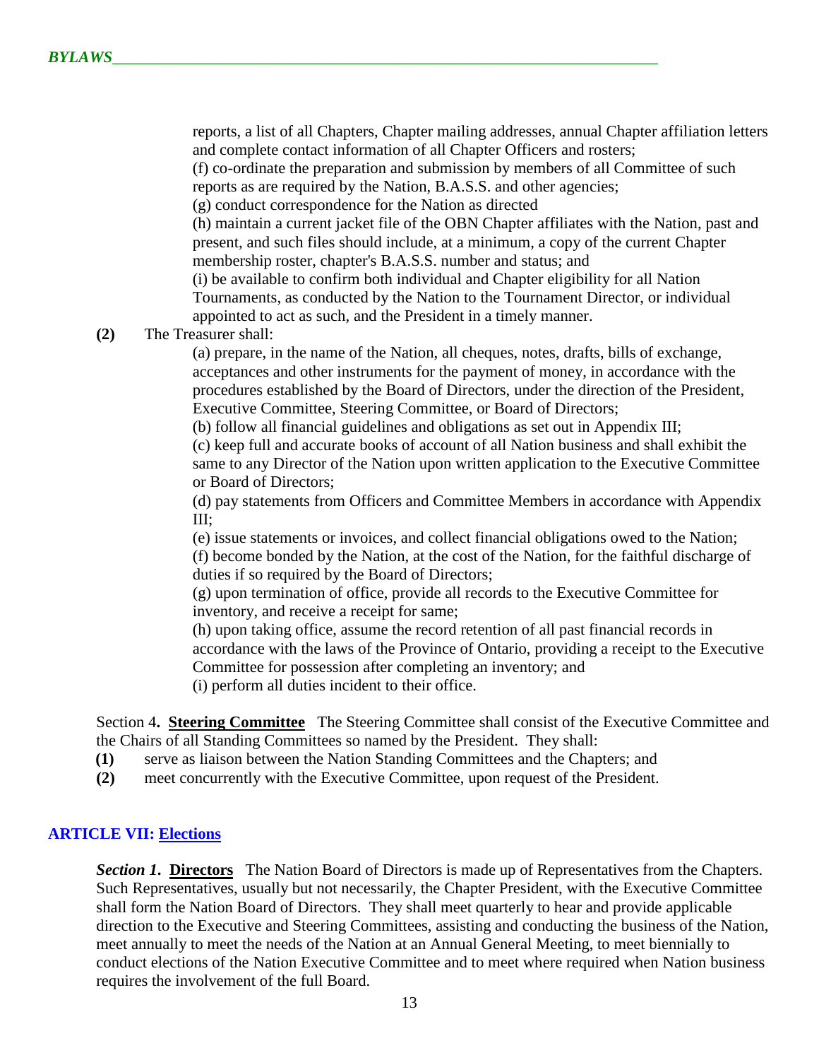reports, a list of all Chapters, Chapter mailing addresses, annual Chapter affiliation letters and complete contact information of all Chapter Officers and rosters;
(f) co-ordinate the preparation and submission by members of all Committee of such reports as are required by the Nation, B.A.S.S. and other agencies;
(g) conduct correspondence for the Nation as directed
(h) maintain a current jacket file of the OBN Chapter affiliates with the Nation, past and present, and such files should include, at a minimum, a copy of the current Chapter membership roster, chapter's B.A.S.S. number and status; and
(i) be available to confirm both individual and Chapter eligibility for all Nation Tournaments, as conducted by the Nation to the Tournament Director, or individual appointed to act as such, and the President in a timely manner.

**(2)** The Treasurer shall:
(a) prepare, in the name of the Nation, all cheques, notes, drafts, bills of exchange, acceptances and other instruments for the payment of money, in accordance with the procedures established by the Board of Directors, under the direction of the President, Executive Committee, Steering Committee, or Board of Directors;
(b) follow all financial guidelines and obligations as set out in Appendix III;
(c) keep full and accurate books of account of all Nation business and shall exhibit the same to any Director of the Nation upon written application to the Executive Committee or Board of Directors;
(d) pay statements from Officers and Committee Members in accordance with Appendix III;
(e) issue statements or invoices, and collect financial obligations owed to the Nation;
(f) become bonded by the Nation, at the cost of the Nation, for the faithful discharge of duties if so required by the Board of Directors;
(g) upon termination of office, provide all records to the Executive Committee for inventory, and receive a receipt for same;
(h) upon taking office, assume the record retention of all past financial records in accordance with the laws of the Province of Ontario, providing a receipt to the Executive Committee for possession after completing an inventory; and
(i) perform all duties incident to their office.

Section 4**. Steering Committee** The Steering Committee shall consist of the Executive Committee and the Chairs of all Standing Committees so named by the President. They shall:

**(1)** serve as liaison between the Nation Standing Committees and the Chapters; and
**(2)** meet concurrently with the Executive Committee, upon request of the President.

## ARTICLE VII: Elections

***Section 1*. Directors** The Nation Board of Directors is made up of Representatives from the Chapters. Such Representatives, usually but not necessarily, the Chapter President, with the Executive Committee shall form the Nation Board of Directors. They shall meet quarterly to hear and provide applicable direction to the Executive and Steering Committees, assisting and conducting the business of the Nation, meet annually to meet the needs of the Nation at an Annual General Meeting, to meet biennially to conduct elections of the Nation Executive Committee and to meet where required when Nation business requires the involvement of the full Board.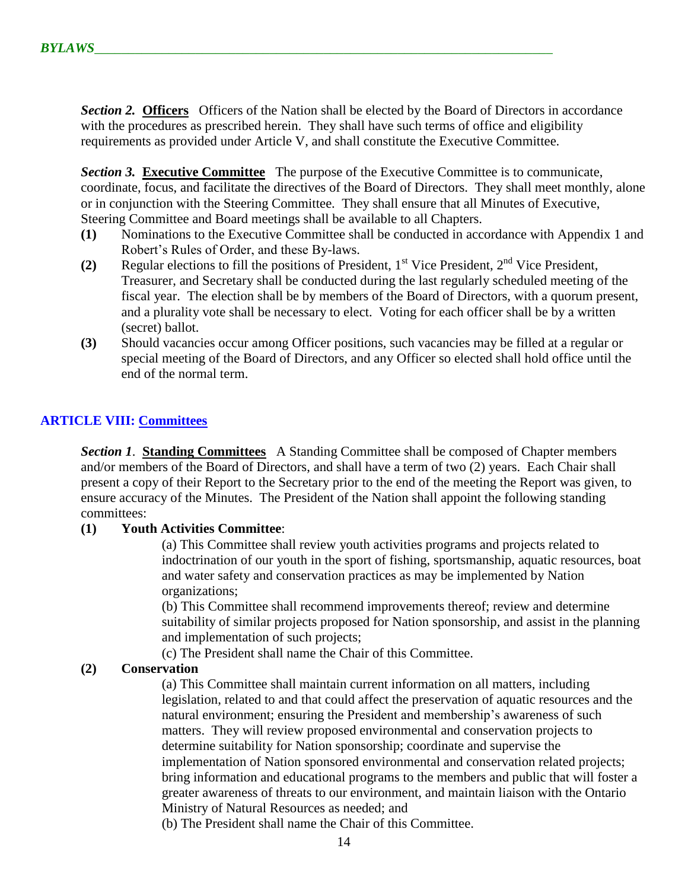***Section 2.*** **Officers** Officers of the Nation shall be elected by the Board of Directors in accordance with the procedures as prescribed herein. They shall have such terms of office and eligibility requirements as provided under Article V, and shall constitute the Executive Committee.

***Section 3.*** **Executive Committee** The purpose of the Executive Committee is to communicate, coordinate, focus, and facilitate the directives of the Board of Directors. They shall meet monthly, alone or in conjunction with the Steering Committee. They shall ensure that all Minutes of Executive, Steering Committee and Board meetings shall be available to all Chapters.

**(1)** Nominations to the Executive Committee shall be conducted in accordance with Appendix 1 and Robert's Rules of Order, and these By-laws.

**(2)** Regular elections to fill the positions of President, 1st Vice President, 2nd Vice President, Treasurer, and Secretary shall be conducted during the last regularly scheduled meeting of the fiscal year. The election shall be by members of the Board of Directors, with a quorum present, and a plurality vote shall be necessary to elect. Voting for each officer shall be by a written (secret) ballot.

**(3)** Should vacancies occur among Officer positions, such vacancies may be filled at a regular or special meeting of the Board of Directors, and any Officer so elected shall hold office until the end of the normal term.

## ARTICLE VIII: Committees

***Section 1***. **Standing Committees** A Standing Committee shall be composed of Chapter members and/or members of the Board of Directors, and shall have a term of two (2) years. Each Chair shall present a copy of their Report to the Secretary prior to the end of the meeting the Report was given, to ensure accuracy of the Minutes. The President of the Nation shall appoint the following standing committees:

**(1) Youth Activities Committee**:

(a) This Committee shall review youth activities programs and projects related to indoctrination of our youth in the sport of fishing, sportsmanship, aquatic resources, boat and water safety and conservation practices as may be implemented by Nation organizations;

(b) This Committee shall recommend improvements thereof; review and determine suitability of similar projects proposed for Nation sponsorship, and assist in the planning and implementation of such projects;

(c) The President shall name the Chair of this Committee.

**(2) Conservation**

(a) This Committee shall maintain current information on all matters, including legislation, related to and that could affect the preservation of aquatic resources and the natural environment; ensuring the President and membership's awareness of such matters. They will review proposed environmental and conservation projects to determine suitability for Nation sponsorship; coordinate and supervise the implementation of Nation sponsored environmental and conservation related projects; bring information and educational programs to the members and public that will foster a greater awareness of threats to our environment, and maintain liaison with the Ontario Ministry of Natural Resources as needed; and

(b) The President shall name the Chair of this Committee.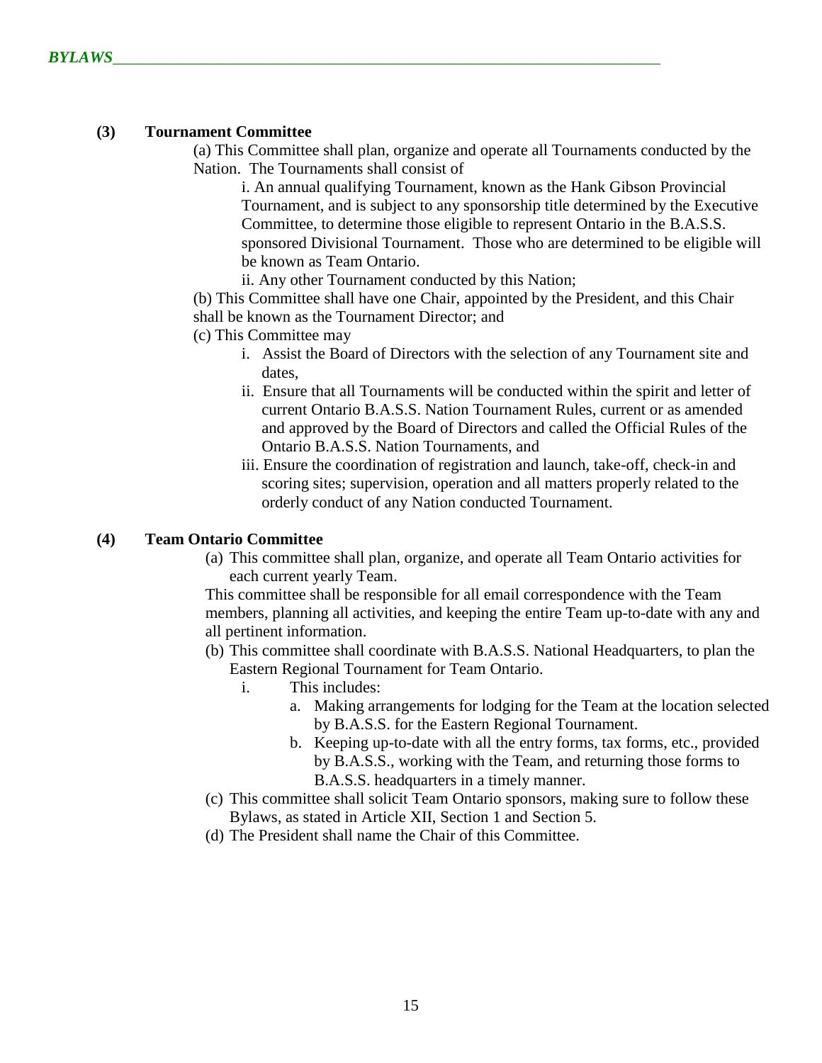**(3) Tournament Committee**

(a) This Committee shall plan, organize and operate all Tournaments conducted by the Nation. The Tournaments shall consist of

i. An annual qualifying Tournament, known as the Hank Gibson Provincial Tournament, and is subject to any sponsorship title determined by the Executive Committee, to determine those eligible to represent Ontario in the B.A.S.S. sponsored Divisional Tournament. Those who are determined to be eligible will be known as Team Ontario.

ii. Any other Tournament conducted by this Nation;

(b) This Committee shall have one Chair, appointed by the President, and this Chair shall be known as the Tournament Director; and

(c) This Committee may

i. Assist the Board of Directors with the selection of any Tournament site and dates,

ii. Ensure that all Tournaments will be conducted within the spirit and letter of current Ontario B.A.S.S. Nation Tournament Rules, current or as amended and approved by the Board of Directors and called the Official Rules of the Ontario B.A.S.S. Nation Tournaments, and

iii. Ensure the coordination of registration and launch, take-off, check-in and scoring sites; supervision, operation and all matters properly related to the orderly conduct of any Nation conducted Tournament.

**(4) Team Ontario Committee**

(a) This committee shall plan, organize, and operate all Team Ontario activities for each current yearly Team.

This committee shall be responsible for all email correspondence with the Team members, planning all activities, and keeping the entire Team up-to-date with any and all pertinent information.

(b) This committee shall coordinate with B.A.S.S. National Headquarters, to plan the Eastern Regional Tournament for Team Ontario.

i. This includes:

a. Making arrangements for lodging for the Team at the location selected by B.A.S.S. for the Eastern Regional Tournament.

b. Keeping up-to-date with all the entry forms, tax forms, etc., provided by B.A.S.S., working with the Team, and returning those forms to B.A.S.S. headquarters in a timely manner.

(c) This committee shall solicit Team Ontario sponsors, making sure to follow these Bylaws, as stated in Article XII, Section 1 and Section 5.

(d) The President shall name the Chair of this Committee.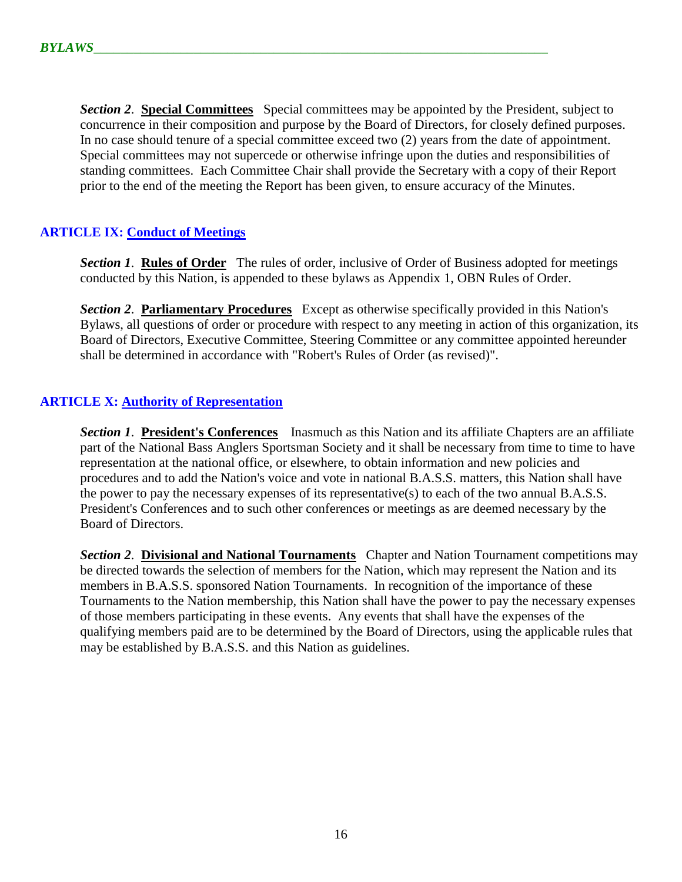*Section 2*. **Special Committees** Special committees may be appointed by the President, subject to concurrence in their composition and purpose by the Board of Directors, for closely defined purposes. In no case should tenure of a special committee exceed two (2) years from the date of appointment. Special committees may not supercede or otherwise infringe upon the duties and responsibilities of standing committees. Each Committee Chair shall provide the Secretary with a copy of their Report prior to the end of the meeting the Report has been given, to ensure accuracy of the Minutes.

## ARTICLE IX: Conduct of Meetings

*Section 1*. **Rules of Order** The rules of order, inclusive of Order of Business adopted for meetings conducted by this Nation, is appended to these bylaws as Appendix 1, OBN Rules of Order.

*Section 2*. **Parliamentary Procedures** Except as otherwise specifically provided in this Nation's Bylaws, all questions of order or procedure with respect to any meeting in action of this organization, its Board of Directors, Executive Committee, Steering Committee or any committee appointed hereunder shall be determined in accordance with "Robert's Rules of Order (as revised)".

## ARTICLE X: Authority of Representation

*Section 1*. **President's Conferences** Inasmuch as this Nation and its affiliate Chapters are an affiliate part of the National Bass Anglers Sportsman Society and it shall be necessary from time to time to have representation at the national office, or elsewhere, to obtain information and new policies and procedures and to add the Nation's voice and vote in national B.A.S.S. matters, this Nation shall have the power to pay the necessary expenses of its representative(s) to each of the two annual B.A.S.S. President's Conferences and to such other conferences or meetings as are deemed necessary by the Board of Directors.

*Section 2*. **Divisional and National Tournaments** Chapter and Nation Tournament competitions may be directed towards the selection of members for the Nation, which may represent the Nation and its members in B.A.S.S. sponsored Nation Tournaments. In recognition of the importance of these Tournaments to the Nation membership, this Nation shall have the power to pay the necessary expenses of those members participating in these events. Any events that shall have the expenses of the qualifying members paid are to be determined by the Board of Directors, using the applicable rules that may be established by B.A.S.S. and this Nation as guidelines.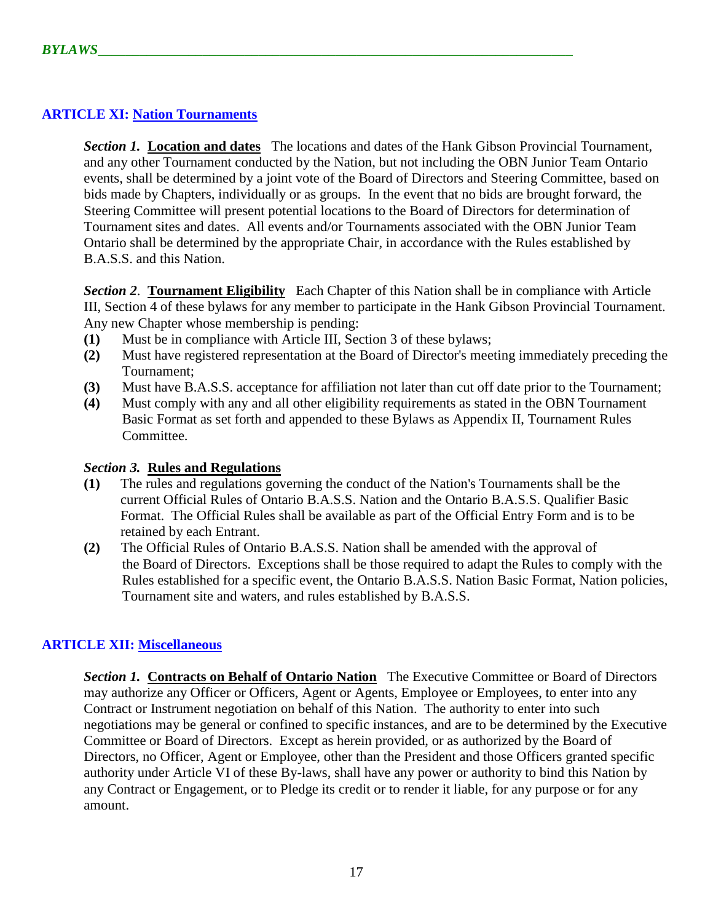## ARTICLE XI: Nation Tournaments

***Section 1.*** **Location and dates** The locations and dates of the Hank Gibson Provincial Tournament, and any other Tournament conducted by the Nation, but not including the OBN Junior Team Ontario events, shall be determined by a joint vote of the Board of Directors and Steering Committee, based on bids made by Chapters, individually or as groups. In the event that no bids are brought forward, the Steering Committee will present potential locations to the Board of Directors for determination of Tournament sites and dates. All events and/or Tournaments associated with the OBN Junior Team Ontario shall be determined by the appropriate Chair, in accordance with the Rules established by B.A.S.S. and this Nation.

***Section 2.*** **Tournament Eligibility** Each Chapter of this Nation shall be in compliance with Article III, Section 4 of these bylaws for any member to participate in the Hank Gibson Provincial Tournament. Any new Chapter whose membership is pending:

**(1)** Must be in compliance with Article III, Section 3 of these bylaws;
**(2)** Must have registered representation at the Board of Director's meeting immediately preceding the Tournament;
**(3)** Must have B.A.S.S. acceptance for affiliation not later than cut off date prior to the Tournament;
**(4)** Must comply with any and all other eligibility requirements as stated in the OBN Tournament Basic Format as set forth and appended to these Bylaws as Appendix II, Tournament Rules Committee.

***Section 3.*** **Rules and Regulations**

**(1)** The rules and regulations governing the conduct of the Nation's Tournaments shall be the current Official Rules of Ontario B.A.S.S. Nation and the Ontario B.A.S.S. Qualifier Basic Format. The Official Rules shall be available as part of the Official Entry Form and is to be retained by each Entrant.
**(2)** The Official Rules of Ontario B.A.S.S. Nation shall be amended with the approval of the Board of Directors. Exceptions shall be those required to adapt the Rules to comply with the Rules established for a specific event, the Ontario B.A.S.S. Nation Basic Format, Nation policies, Tournament site and waters, and rules established by B.A.S.S.

## ARTICLE XII: Miscellaneous

***Section 1.*** **Contracts on Behalf of Ontario Nation** The Executive Committee or Board of Directors may authorize any Officer or Officers, Agent or Agents, Employee or Employees, to enter into any Contract or Instrument negotiation on behalf of this Nation. The authority to enter into such negotiations may be general or confined to specific instances, and are to be determined by the Executive Committee or Board of Directors. Except as herein provided, or as authorized by the Board of Directors, no Officer, Agent or Employee, other than the President and those Officers granted specific authority under Article VI of these By-laws, shall have any power or authority to bind this Nation by any Contract or Engagement, or to Pledge its credit or to render it liable, for any purpose or for any amount.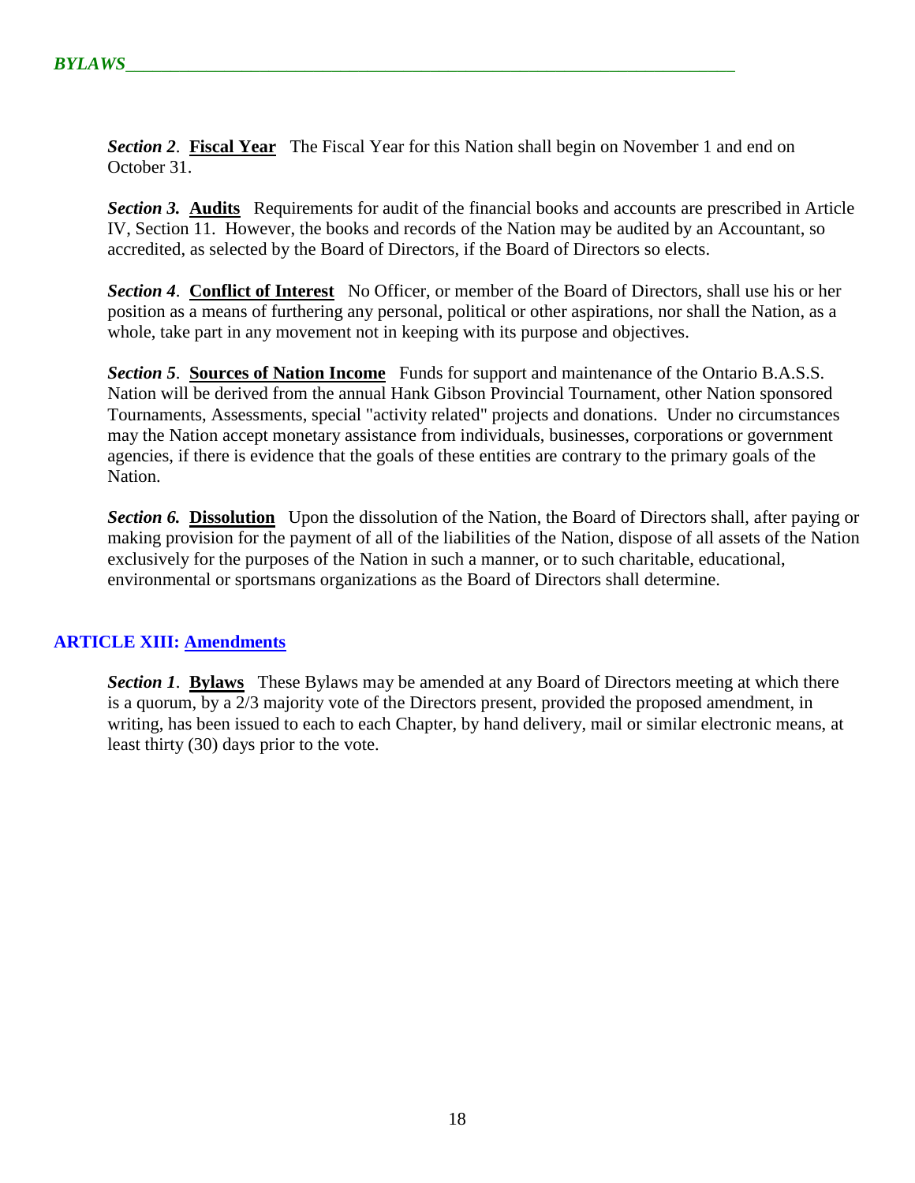*Section 2*. **Fiscal Year** The Fiscal Year for this Nation shall begin on November 1 and end on October 31.

***Section 3.*** **Audits** Requirements for audit of the financial books and accounts are prescribed in Article IV, Section 11. However, the books and records of the Nation may be audited by an Accountant, so accredited, as selected by the Board of Directors, if the Board of Directors so elects.

*Section 4*. **Conflict of Interest** No Officer, or member of the Board of Directors, shall use his or her position as a means of furthering any personal, political or other aspirations, nor shall the Nation, as a whole, take part in any movement not in keeping with its purpose and objectives.

*Section 5*. **Sources of Nation Income** Funds for support and maintenance of the Ontario B.A.S.S. Nation will be derived from the annual Hank Gibson Provincial Tournament, other Nation sponsored Tournaments, Assessments, special "activity related" projects and donations. Under no circumstances may the Nation accept monetary assistance from individuals, businesses, corporations or government agencies, if there is evidence that the goals of these entities are contrary to the primary goals of the Nation.

***Section 6.*** **Dissolution** Upon the dissolution of the Nation, the Board of Directors shall, after paying or making provision for the payment of all of the liabilities of the Nation, dispose of all assets of the Nation exclusively for the purposes of the Nation in such a manner, or to such charitable, educational, environmental or sportsmans organizations as the Board of Directors shall determine.

## ARTICLE XIII: Amendments

*Section 1*. **Bylaws** These Bylaws may be amended at any Board of Directors meeting at which there is a quorum, by a 2/3 majority vote of the Directors present, provided the proposed amendment, in writing, has been issued to each to each Chapter, by hand delivery, mail or similar electronic means, at least thirty (30) days prior to the vote.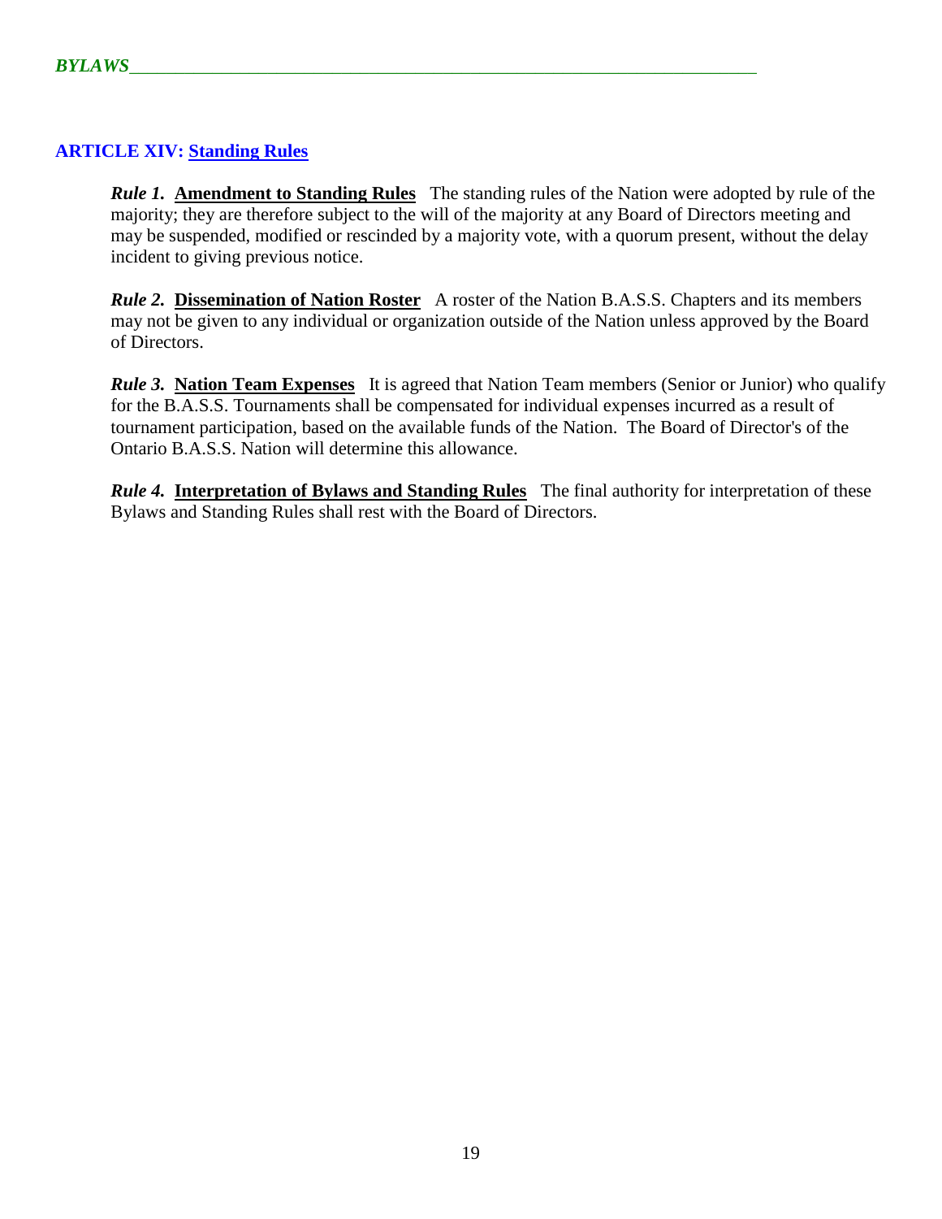## ARTICLE XIV: Standing Rules

***Rule 1.*** **Amendment to Standing Rules** The standing rules of the Nation were adopted by rule of the majority; they are therefore subject to the will of the majority at any Board of Directors meeting and may be suspended, modified or rescinded by a majority vote, with a quorum present, without the delay incident to giving previous notice.

***Rule 2.*** **Dissemination of Nation Roster** A roster of the Nation B.A.S.S. Chapters and its members may not be given to any individual or organization outside of the Nation unless approved by the Board of Directors.

***Rule 3.*** **Nation Team Expenses** It is agreed that Nation Team members (Senior or Junior) who qualify for the B.A.S.S. Tournaments shall be compensated for individual expenses incurred as a result of tournament participation, based on the available funds of the Nation. The Board of Director's of the Ontario B.A.S.S. Nation will determine this allowance.

***Rule 4.*** **Interpretation of Bylaws and Standing Rules** The final authority for interpretation of these Bylaws and Standing Rules shall rest with the Board of Directors.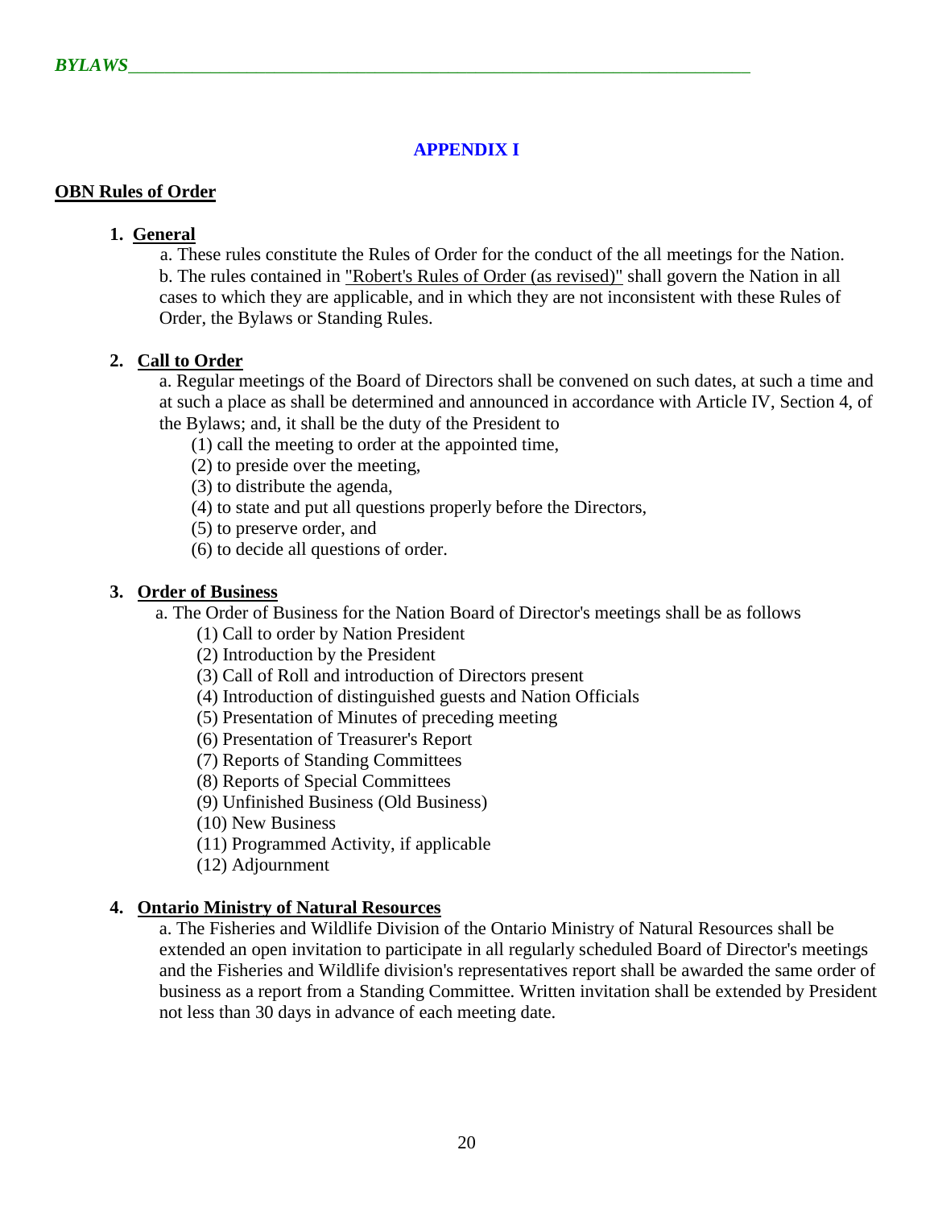## APPENDIX I

### OBN Rules of Order

1. **General**

   a. These rules constitute the Rules of Order for the conduct of the all meetings for the Nation.
   b. The rules contained in "Robert's Rules of Order (as revised)" shall govern the Nation in all cases to which they are applicable, and in which they are not inconsistent with these Rules of Order, the Bylaws or Standing Rules.

2. **Call to Order**

   a. Regular meetings of the Board of Directors shall be convened on such dates, at such a time and at such a place as shall be determined and announced in accordance with Article IV, Section 4, of the Bylaws; and, it shall be the duty of the President to

   (1) call the meeting to order at the appointed time,
   (2) to preside over the meeting,
   (3) to distribute the agenda,
   (4) to state and put all questions properly before the Directors,
   (5) to preserve order, and
   (6) to decide all questions of order.

3. **Order of Business**

   a. The Order of Business for the Nation Board of Director's meetings shall be as follows

   (1) Call to order by Nation President
   (2) Introduction by the President
   (3) Call of Roll and introduction of Directors present
   (4) Introduction of distinguished guests and Nation Officials
   (5) Presentation of Minutes of preceding meeting
   (6) Presentation of Treasurer's Report
   (7) Reports of Standing Committees
   (8) Reports of Special Committees
   (9) Unfinished Business (Old Business)
   (10) New Business
   (11) Programmed Activity, if applicable
   (12) Adjournment

4. **Ontario Ministry of Natural Resources**

   a. The Fisheries and Wildlife Division of the Ontario Ministry of Natural Resources shall be extended an open invitation to participate in all regularly scheduled Board of Director's meetings and the Fisheries and Wildlife division's representatives report shall be awarded the same order of business as a report from a Standing Committee. Written invitation shall be extended by President not less than 30 days in advance of each meeting date.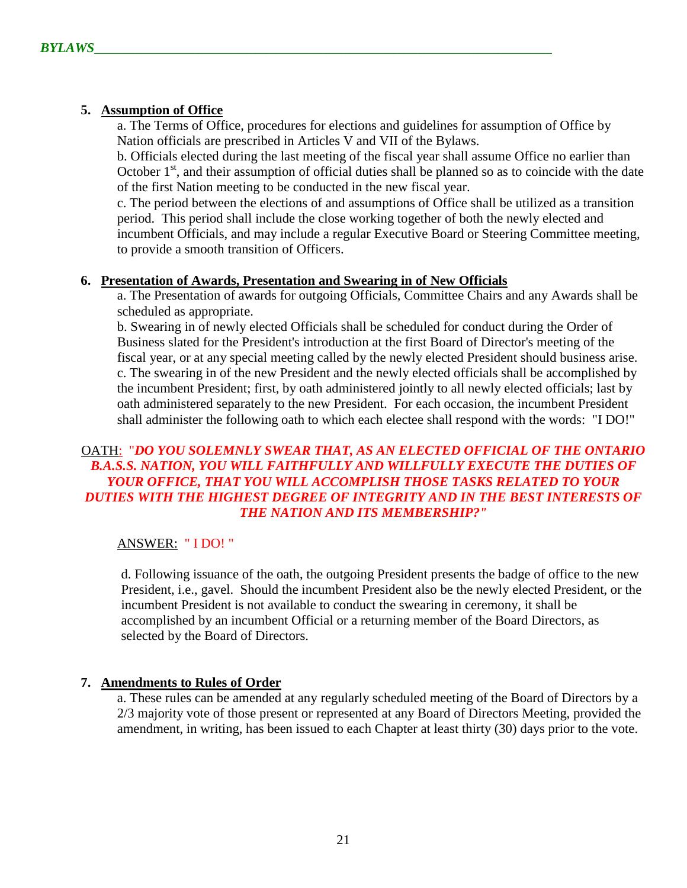5. **Assumption of Office**

   a. The Terms of Office, procedures for elections and guidelines for assumption of Office by Nation officials are prescribed in Articles V and VII of the Bylaws.

   b. Officials elected during the last meeting of the fiscal year shall assume Office no earlier than October 1st, and their assumption of official duties shall be planned so as to coincide with the date of the first Nation meeting to be conducted in the new fiscal year.

   c. The period between the elections of and assumptions of Office shall be utilized as a transition period. This period shall include the close working together of both the newly elected and incumbent Officials, and may include a regular Executive Board or Steering Committee meeting, to provide a smooth transition of Officers.

6. **Presentation of Awards, Presentation and Swearing in of New Officials**

   a. The Presentation of awards for outgoing Officials, Committee Chairs and any Awards shall be scheduled as appropriate.

   b. Swearing in of newly elected Officials shall be scheduled for conduct during the Order of Business slated for the President's introduction at the first Board of Director's meeting of the fiscal year, or at any special meeting called by the newly elected President should business arise.

   c. The swearing in of the new President and the newly elected officials shall be accomplished by the incumbent President; first, by oath administered jointly to all newly elected officials; last by oath administered separately to the new President. For each occasion, the incumbent President shall administer the following oath to which each electee shall respond with the words: "I DO!"

OATH: "***DO YOU SOLEMNLY SWEAR THAT, AS AN ELECTED OFFICIAL OF THE ONTARIO B.A.S.S. NATION, YOU WILL FAITHFULLY AND WILLFULLY EXECUTE THE DUTIES OF YOUR OFFICE, THAT YOU WILL ACCOMPLISH THOSE TASKS RELATED TO YOUR DUTIES WITH THE HIGHEST DEGREE OF INTEGRITY AND IN THE BEST INTERESTS OF THE NATION AND ITS MEMBERSHIP?"***

ANSWER: " I DO! "

   d. Following issuance of the oath, the outgoing President presents the badge of office to the new President, i.e., gavel. Should the incumbent President also be the newly elected President, or the incumbent President is not available to conduct the swearing in ceremony, it shall be accomplished by an incumbent Official or a returning member of the Board Directors, as selected by the Board of Directors.

7. **Amendments to Rules of Order**

   a. These rules can be amended at any regularly scheduled meeting of the Board of Directors by a 2/3 majority vote of those present or represented at any Board of Directors Meeting, provided the amendment, in writing, has been issued to each Chapter at least thirty (30) days prior to the vote.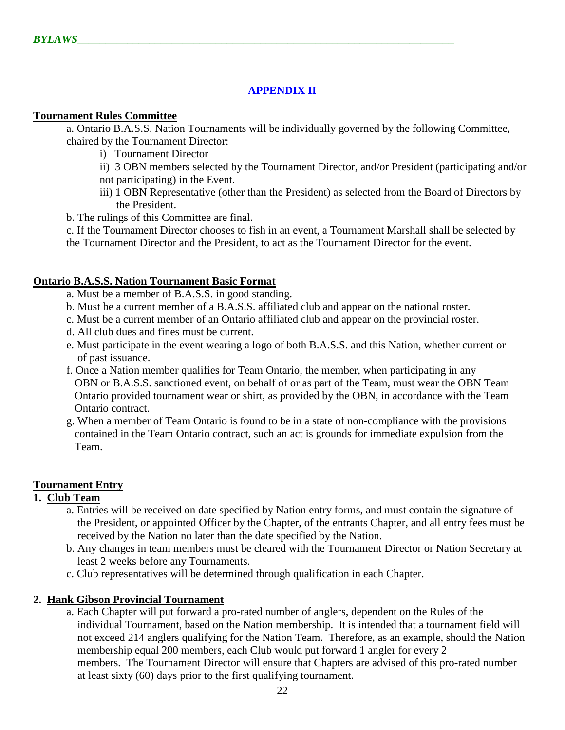## APPENDIX II

**Tournament Rules Committee**

a. Ontario B.A.S.S. Nation Tournaments will be individually governed by the following Committee, chaired by the Tournament Director:

- i) Tournament Director
- ii) 3 OBN members selected by the Tournament Director, and/or President (participating and/or not participating) in the Event.
- iii) 1 OBN Representative (other than the President) as selected from the Board of Directors by the President.

b. The rulings of this Committee are final.

c. If the Tournament Director chooses to fish in an event, a Tournament Marshall shall be selected by the Tournament Director and the President, to act as the Tournament Director for the event.

**Ontario B.A.S.S. Nation Tournament Basic Format**

a. Must be a member of B.A.S.S. in good standing.

b. Must be a current member of a B.A.S.S. affiliated club and appear on the national roster.

c. Must be a current member of an Ontario affiliated club and appear on the provincial roster.

d. All club dues and fines must be current.

e. Must participate in the event wearing a logo of both B.A.S.S. and this Nation, whether current or of past issuance.

f. Once a Nation member qualifies for Team Ontario, the member, when participating in any OBN or B.A.S.S. sanctioned event, on behalf of or as part of the Team, must wear the OBN Team Ontario provided tournament wear or shirt, as provided by the OBN, in accordance with the Team Ontario contract.

g. When a member of Team Ontario is found to be in a state of non-compliance with the provisions contained in the Team Ontario contract, such an act is grounds for immediate expulsion from the Team.

**Tournament Entry**

**1. Club Team**

a. Entries will be received on date specified by Nation entry forms, and must contain the signature of the President, or appointed Officer by the Chapter, of the entrants Chapter, and all entry fees must be received by the Nation no later than the date specified by the Nation.

b. Any changes in team members must be cleared with the Tournament Director or Nation Secretary at least 2 weeks before any Tournaments.

c. Club representatives will be determined through qualification in each Chapter.

**2. Hank Gibson Provincial Tournament**

a. Each Chapter will put forward a pro-rated number of anglers, dependent on the Rules of the individual Tournament, based on the Nation membership. It is intended that a tournament field will not exceed 214 anglers qualifying for the Nation Team. Therefore, as an example, should the Nation membership equal 200 members, each Club would put forward 1 angler for every 2 members. The Tournament Director will ensure that Chapters are advised of this pro-rated number at least sixty (60) days prior to the first qualifying tournament.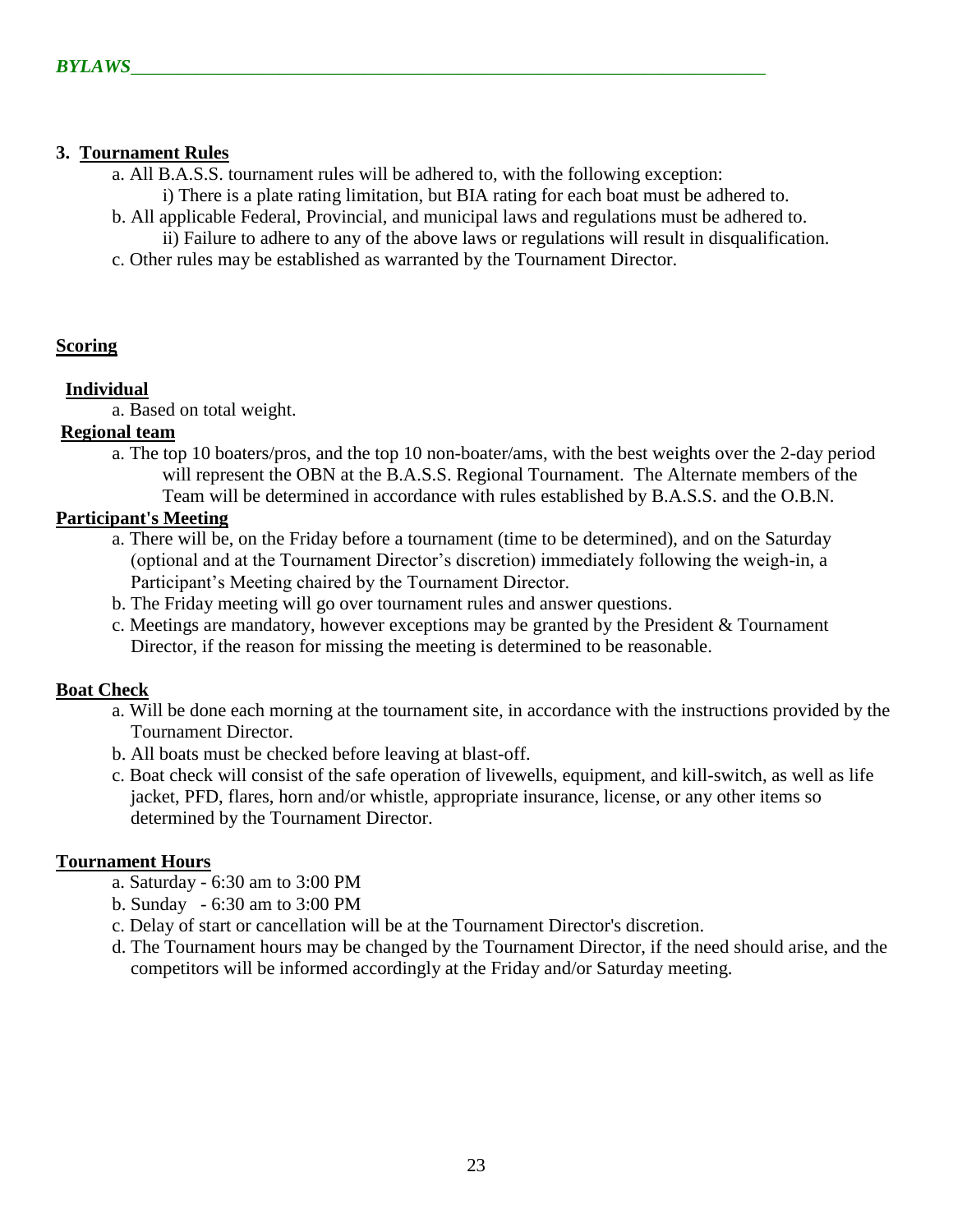### 3. Tournament Rules

a. All B.A.S.S. tournament rules will be adhered to, with the following exception:

  i) There is a plate rating limitation, but BIA rating for each boat must be adhered to.

b. All applicable Federal, Provincial, and municipal laws and regulations must be adhered to.

  ii) Failure to adhere to any of the above laws or regulations will result in disqualification.

c. Other rules may be established as warranted by the Tournament Director.

### Scoring

#### Individual

a. Based on total weight.

#### Regional team

a. The top 10 boaters/pros, and the top 10 non-boater/ams, with the best weights over the 2-day period will represent the OBN at the B.A.S.S. Regional Tournament. The Alternate members of the Team will be determined in accordance with rules established by B.A.S.S. and the O.B.N.

### Participant's Meeting

a. There will be, on the Friday before a tournament (time to be determined), and on the Saturday (optional and at the Tournament Director's discretion) immediately following the weigh-in, a Participant's Meeting chaired by the Tournament Director.

b. The Friday meeting will go over tournament rules and answer questions.

c. Meetings are mandatory, however exceptions may be granted by the President & Tournament Director, if the reason for missing the meeting is determined to be reasonable.

### Boat Check

a. Will be done each morning at the tournament site, in accordance with the instructions provided by the Tournament Director.

b. All boats must be checked before leaving at blast-off.

c. Boat check will consist of the safe operation of livewells, equipment, and kill-switch, as well as life jacket, PFD, flares, horn and/or whistle, appropriate insurance, license, or any other items so determined by the Tournament Director.

### Tournament Hours

a. Saturday - 6:30 am to 3:00 PM

b. Sunday - 6:30 am to 3:00 PM

c. Delay of start or cancellation will be at the Tournament Director's discretion.

d. The Tournament hours may be changed by the Tournament Director, if the need should arise, and the competitors will be informed accordingly at the Friday and/or Saturday meeting.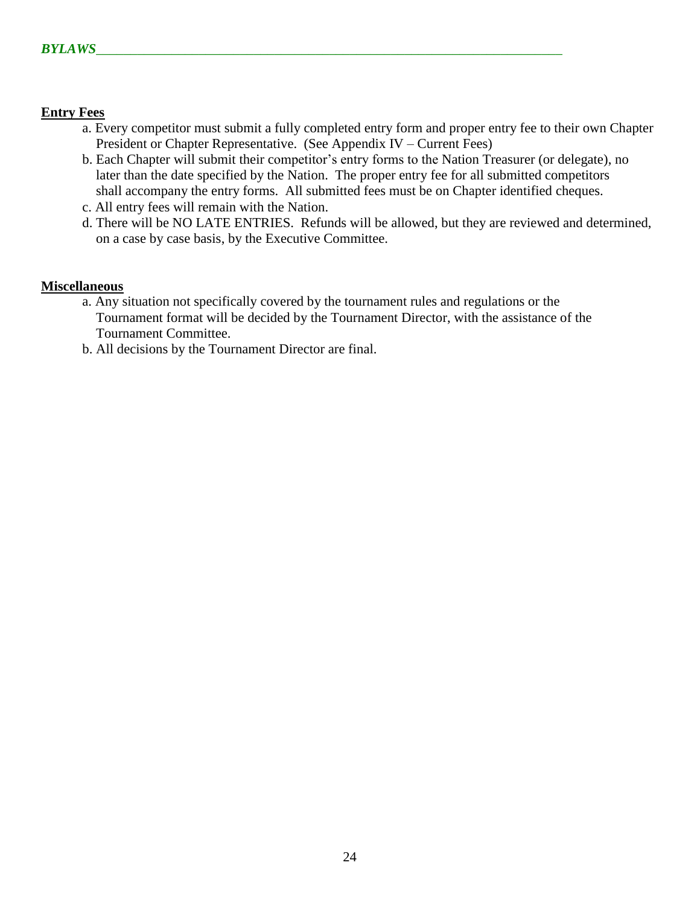**Entry Fees**

a. Every competitor must submit a fully completed entry form and proper entry fee to their own Chapter President or Chapter Representative. (See Appendix IV – Current Fees)

b. Each Chapter will submit their competitor's entry forms to the Nation Treasurer (or delegate), no later than the date specified by the Nation. The proper entry fee for all submitted competitors shall accompany the entry forms. All submitted fees must be on Chapter identified cheques.

c. All entry fees will remain with the Nation.

d. There will be NO LATE ENTRIES. Refunds will be allowed, but they are reviewed and determined, on a case by case basis, by the Executive Committee.

**Miscellaneous**

a. Any situation not specifically covered by the tournament rules and regulations or the Tournament format will be decided by the Tournament Director, with the assistance of the Tournament Committee.

b. All decisions by the Tournament Director are final.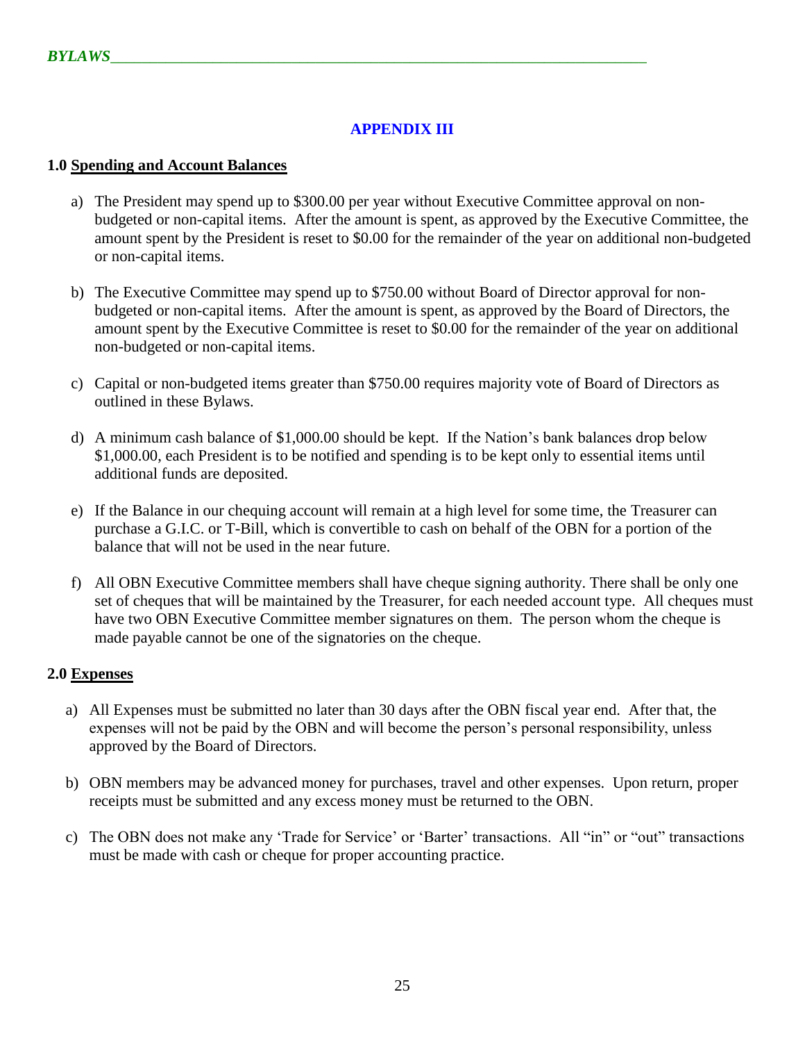## APPENDIX III

### 1.0 Spending and Account Balances

a) The President may spend up to $300.00 per year without Executive Committee approval on non-budgeted or non-capital items. After the amount is spent, as approved by the Executive Committee, the amount spent by the President is reset to $0.00 for the remainder of the year on additional non-budgeted or non-capital items.

b) The Executive Committee may spend up to $750.00 without Board of Director approval for non-budgeted or non-capital items. After the amount is spent, as approved by the Board of Directors, the amount spent by the Executive Committee is reset to $0.00 for the remainder of the year on additional non-budgeted or non-capital items.

c) Capital or non-budgeted items greater than $750.00 requires majority vote of Board of Directors as outlined in these Bylaws.

d) A minimum cash balance of $1,000.00 should be kept. If the Nation's bank balances drop below $1,000.00, each President is to be notified and spending is to be kept only to essential items until additional funds are deposited.

e) If the Balance in our chequing account will remain at a high level for some time, the Treasurer can purchase a G.I.C. or T-Bill, which is convertible to cash on behalf of the OBN for a portion of the balance that will not be used in the near future.

f) All OBN Executive Committee members shall have cheque signing authority. There shall be only one set of cheques that will be maintained by the Treasurer, for each needed account type. All cheques must have two OBN Executive Committee member signatures on them. The person whom the cheque is made payable cannot be one of the signatories on the cheque.

### 2.0 Expenses

a) All Expenses must be submitted no later than 30 days after the OBN fiscal year end. After that, the expenses will not be paid by the OBN and will become the person's personal responsibility, unless approved by the Board of Directors.

b) OBN members may be advanced money for purchases, travel and other expenses. Upon return, proper receipts must be submitted and any excess money must be returned to the OBN.

c) The OBN does not make any 'Trade for Service' or 'Barter' transactions. All "in" or "out" transactions must be made with cash or cheque for proper accounting practice.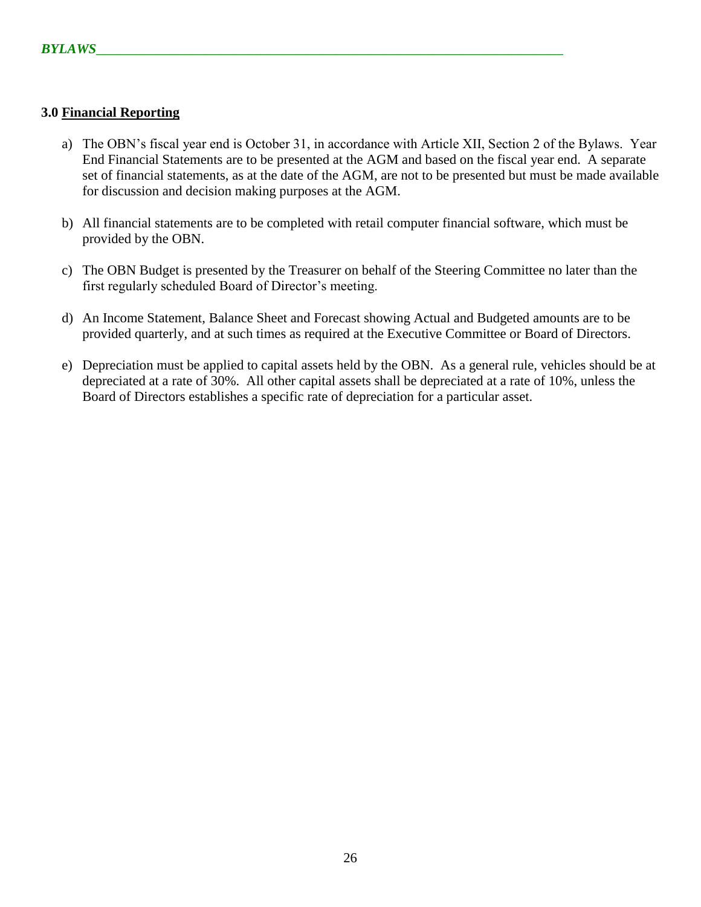### 3.0 Financial Reporting

a) The OBN's fiscal year end is October 31, in accordance with Article XII, Section 2 of the Bylaws. Year End Financial Statements are to be presented at the AGM and based on the fiscal year end. A separate set of financial statements, as at the date of the AGM, are not to be presented but must be made available for discussion and decision making purposes at the AGM.

b) All financial statements are to be completed with retail computer financial software, which must be provided by the OBN.

c) The OBN Budget is presented by the Treasurer on behalf of the Steering Committee no later than the first regularly scheduled Board of Director's meeting.

d) An Income Statement, Balance Sheet and Forecast showing Actual and Budgeted amounts are to be provided quarterly, and at such times as required at the Executive Committee or Board of Directors.

e) Depreciation must be applied to capital assets held by the OBN. As a general rule, vehicles should be at depreciated at a rate of 30%. All other capital assets shall be depreciated at a rate of 10%, unless the Board of Directors establishes a specific rate of depreciation for a particular asset.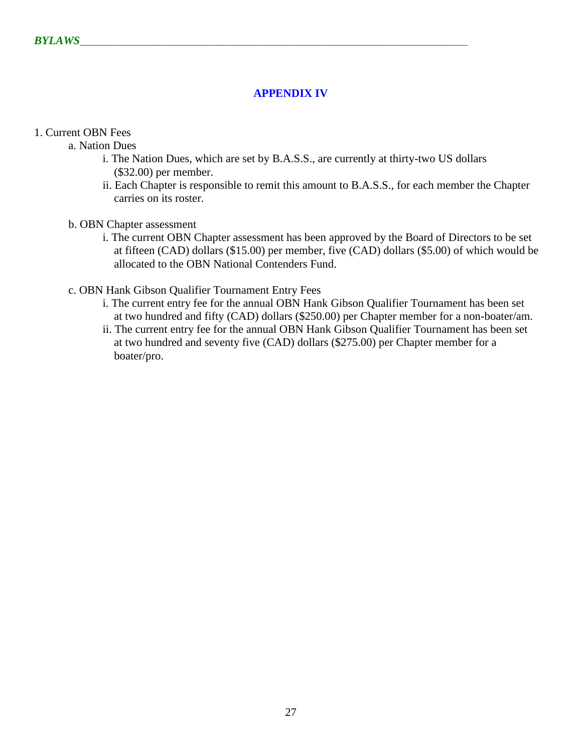## APPENDIX IV

1. Current OBN Fees
   - a. Nation Dues
     - i. The Nation Dues, which are set by B.A.S.S., are currently at thirty-two US dollars ($32.00) per member.
     - ii. Each Chapter is responsible to remit this amount to B.A.S.S., for each member the Chapter carries on its roster.
   - b. OBN Chapter assessment
     - i. The current OBN Chapter assessment has been approved by the Board of Directors to be set at fifteen (CAD) dollars ($15.00) per member, five (CAD) dollars ($5.00) of which would be allocated to the OBN National Contenders Fund.
   - c. OBN Hank Gibson Qualifier Tournament Entry Fees
     - i. The current entry fee for the annual OBN Hank Gibson Qualifier Tournament has been set at two hundred and fifty (CAD) dollars ($250.00) per Chapter member for a non-boater/am.
     - ii. The current entry fee for the annual OBN Hank Gibson Qualifier Tournament has been set at two hundred and seventy five (CAD) dollars ($275.00) per Chapter member for a boater/pro.